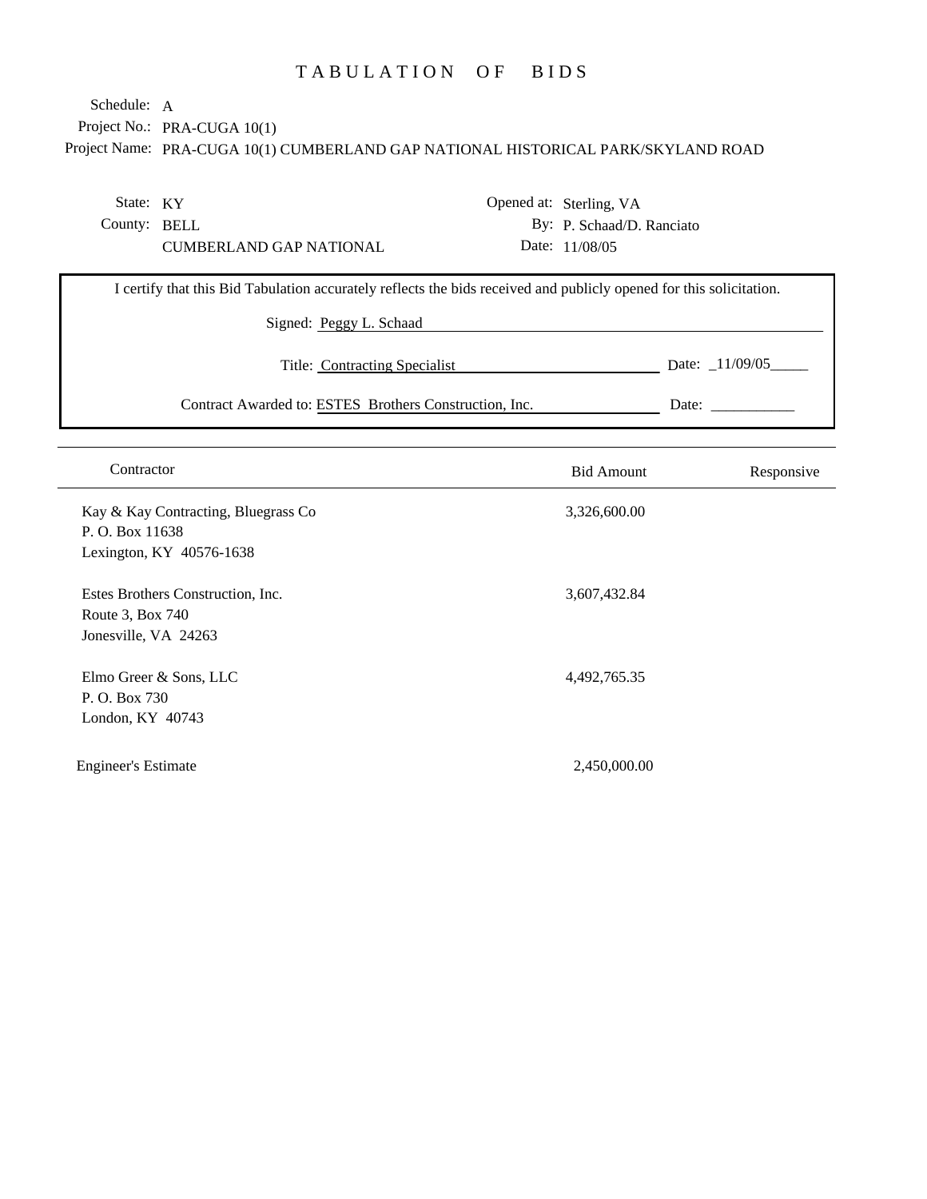# TABULATION OF BIDS

Schedule: A
Project No.: PRA-CUGA 10(1)
Project Name: PRA-CUGA 10(1) CUMBERLAND GAP NATIONAL HISTORICAL PARK/SKYLAND ROAD

State: KY
County: BELL
CUMBERLAND GAP NATIONAL

Opened at: Sterling, VA
By: P. Schaad/D. Ranciato
Date: 11/08/05

I certify that this Bid Tabulation accurately reflects the bids received and publicly opened for this solicitation.

Signed: Peggy L. Schaad

Title: Contracting Specialist Date: _11/09/05_____

Contract Awarded to: ESTES Brothers Construction, Inc. Date: ___________

| Contractor | Bid Amount | Responsive |
|---|---|---|
| Kay & Kay Contracting, Bluegrass Co<br>P. O. Box 11638<br>Lexington, KY 40576-1638 | 3,326,600.00 | |
| Estes Brothers Construction, Inc.<br>Route 3, Box 740<br>Jonesville, VA 24263 | 3,607,432.84 | |
| Elmo Greer & Sons, LLC<br>P. O. Box 730<br>London, KY 40743 | 4,492,765.35 | |
| Engineer's Estimate | 2,450,000.00 | |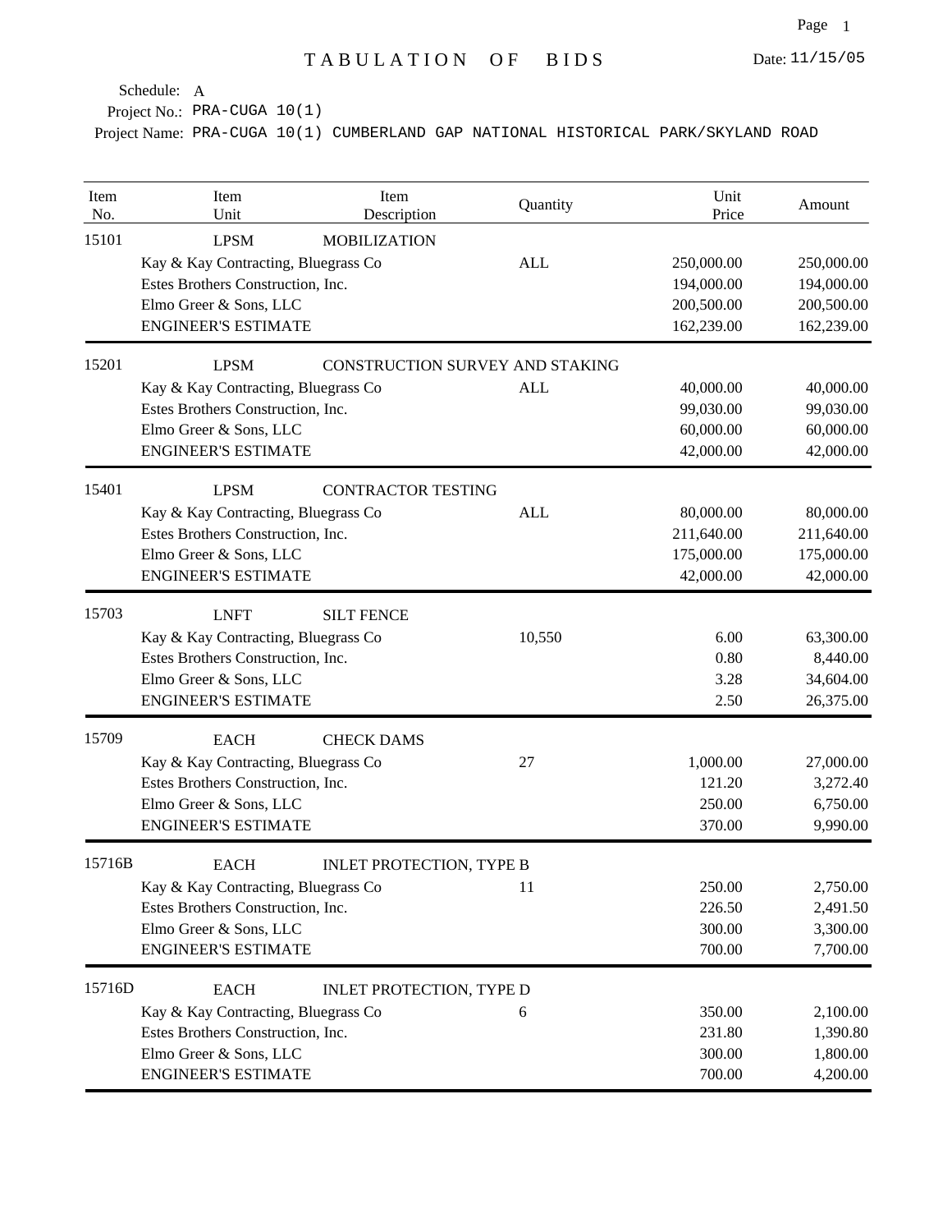# TABULATION OF BIDS

Date: 11/15/05

Schedule: A

Project No.: PRA-CUGA 10(1)

Project Name: PRA-CUGA 10(1) CUMBERLAND GAP NATIONAL HISTORICAL PARK/SKYLAND ROAD

| Item No. | Item Unit | Item Description | Quantity | Unit Price | Amount |
|---|---|---|---|---|---|
| 15101 | LPSM | MOBILIZATION | | | |
| | Kay & Kay Contracting, Bluegrass Co | | ALL | 250,000.00 | 250,000.00 |
| | Estes Brothers Construction, Inc. | | | 194,000.00 | 194,000.00 |
| | Elmo Greer & Sons, LLC | | | 200,500.00 | 200,500.00 |
| | ENGINEER'S ESTIMATE | | | 162,239.00 | 162,239.00 |
| 15201 | LPSM | CONSTRUCTION SURVEY AND STAKING | | | |
| | Kay & Kay Contracting, Bluegrass Co | | ALL | 40,000.00 | 40,000.00 |
| | Estes Brothers Construction, Inc. | | | 99,030.00 | 99,030.00 |
| | Elmo Greer & Sons, LLC | | | 60,000.00 | 60,000.00 |
| | ENGINEER'S ESTIMATE | | | 42,000.00 | 42,000.00 |
| 15401 | LPSM | CONTRACTOR TESTING | | | |
| | Kay & Kay Contracting, Bluegrass Co | | ALL | 80,000.00 | 80,000.00 |
| | Estes Brothers Construction, Inc. | | | 211,640.00 | 211,640.00 |
| | Elmo Greer & Sons, LLC | | | 175,000.00 | 175,000.00 |
| | ENGINEER'S ESTIMATE | | | 42,000.00 | 42,000.00 |
| 15703 | LNFT | SILT FENCE | | | |
| | Kay & Kay Contracting, Bluegrass Co | | 10,550 | 6.00 | 63,300.00 |
| | Estes Brothers Construction, Inc. | | | 0.80 | 8,440.00 |
| | Elmo Greer & Sons, LLC | | | 3.28 | 34,604.00 |
| | ENGINEER'S ESTIMATE | | | 2.50 | 26,375.00 |
| 15709 | EACH | CHECK DAMS | | | |
| | Kay & Kay Contracting, Bluegrass Co | | 27 | 1,000.00 | 27,000.00 |
| | Estes Brothers Construction, Inc. | | | 121.20 | 3,272.40 |
| | Elmo Greer & Sons, LLC | | | 250.00 | 6,750.00 |
| | ENGINEER'S ESTIMATE | | | 370.00 | 9,990.00 |
| 15716B | EACH | INLET PROTECTION, TYPE B | | | |
| | Kay & Kay Contracting, Bluegrass Co | | 11 | 250.00 | 2,750.00 |
| | Estes Brothers Construction, Inc. | | | 226.50 | 2,491.50 |
| | Elmo Greer & Sons, LLC | | | 300.00 | 3,300.00 |
| | ENGINEER'S ESTIMATE | | | 700.00 | 7,700.00 |
| 15716D | EACH | INLET PROTECTION, TYPE D | | | |
| | Kay & Kay Contracting, Bluegrass Co | | 6 | 350.00 | 2,100.00 |
| | Estes Brothers Construction, Inc. | | | 231.80 | 1,390.80 |
| | Elmo Greer & Sons, LLC | | | 300.00 | 1,800.00 |
| | ENGINEER'S ESTIMATE | | | 700.00 | 4,200.00 |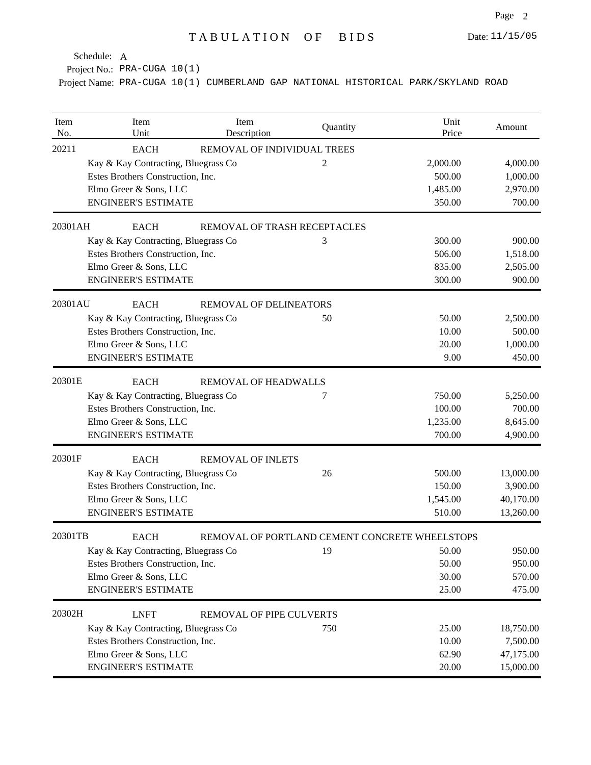# TABULATION OF BIDS

Date: 11/15/05

Schedule: A

Project No.: PRA-CUGA 10(1)

Project Name: PRA-CUGA 10(1) CUMBERLAND GAP NATIONAL HISTORICAL PARK/SKYLAND ROAD

| Item No. | Item Unit | Item Description | Quantity | Unit Price | Amount |
|---|---|---|---|---|---|
| 20211 | EACH | REMOVAL OF INDIVIDUAL TREES | | | |
| | Kay & Kay Contracting, Bluegrass Co | | 2 | 2,000.00 | 4,000.00 |
| | Estes Brothers Construction, Inc. | | | 500.00 | 1,000.00 |
| | Elmo Greer & Sons, LLC | | | 1,485.00 | 2,970.00 |
| | ENGINEER'S ESTIMATE | | | 350.00 | 700.00 |
| 20301AH | EACH | REMOVAL OF TRASH RECEPTACLES | | | |
| | Kay & Kay Contracting, Bluegrass Co | | 3 | 300.00 | 900.00 |
| | Estes Brothers Construction, Inc. | | | 506.00 | 1,518.00 |
| | Elmo Greer & Sons, LLC | | | 835.00 | 2,505.00 |
| | ENGINEER'S ESTIMATE | | | 300.00 | 900.00 |
| 20301AU | EACH | REMOVAL OF DELINEATORS | | | |
| | Kay & Kay Contracting, Bluegrass Co | | 50 | 50.00 | 2,500.00 |
| | Estes Brothers Construction, Inc. | | | 10.00 | 500.00 |
| | Elmo Greer & Sons, LLC | | | 20.00 | 1,000.00 |
| | ENGINEER'S ESTIMATE | | | 9.00 | 450.00 |
| 20301E | EACH | REMOVAL OF HEADWALLS | | | |
| | Kay & Kay Contracting, Bluegrass Co | | 7 | 750.00 | 5,250.00 |
| | Estes Brothers Construction, Inc. | | | 100.00 | 700.00 |
| | Elmo Greer & Sons, LLC | | | 1,235.00 | 8,645.00 |
| | ENGINEER'S ESTIMATE | | | 700.00 | 4,900.00 |
| 20301F | EACH | REMOVAL OF INLETS | | | |
| | Kay & Kay Contracting, Bluegrass Co | | 26 | 500.00 | 13,000.00 |
| | Estes Brothers Construction, Inc. | | | 150.00 | 3,900.00 |
| | Elmo Greer & Sons, LLC | | | 1,545.00 | 40,170.00 |
| | ENGINEER'S ESTIMATE | | | 510.00 | 13,260.00 |
| 20301TB | EACH | REMOVAL OF PORTLAND CEMENT CONCRETE WHEELSTOPS | | | |
| | Kay & Kay Contracting, Bluegrass Co | | 19 | 50.00 | 950.00 |
| | Estes Brothers Construction, Inc. | | | 50.00 | 950.00 |
| | Elmo Greer & Sons, LLC | | | 30.00 | 570.00 |
| | ENGINEER'S ESTIMATE | | | 25.00 | 475.00 |
| 20302H | LNFT | REMOVAL OF PIPE CULVERTS | | | |
| | Kay & Kay Contracting, Bluegrass Co | | 750 | 25.00 | 18,750.00 |
| | Estes Brothers Construction, Inc. | | | 10.00 | 7,500.00 |
| | Elmo Greer & Sons, LLC | | | 62.90 | 47,175.00 |
| | ENGINEER'S ESTIMATE | | | 20.00 | 15,000.00 |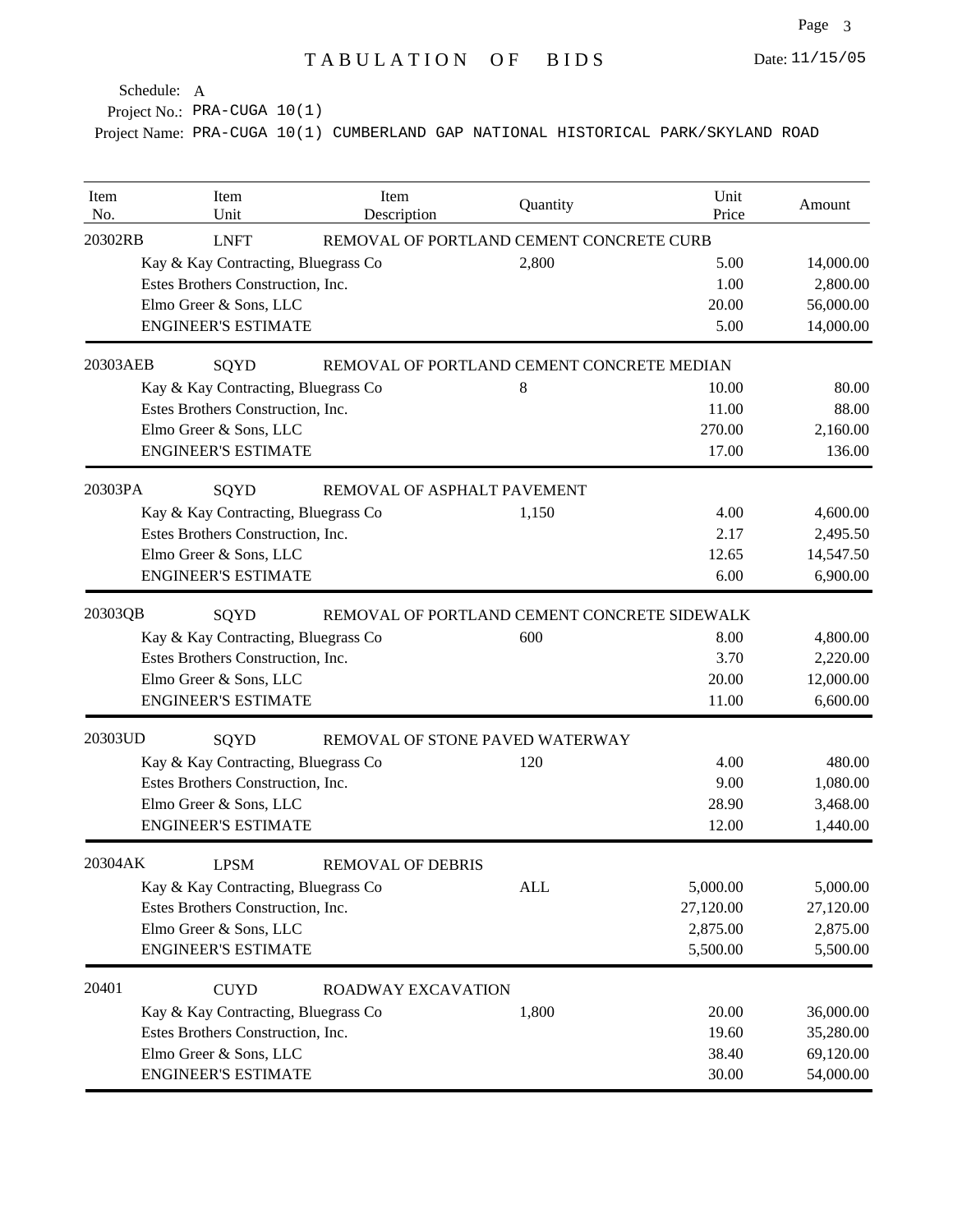# TABULATION OF BIDS

Date: 11/15/05

Schedule: A

Project No.: PRA-CUGA 10(1)

Project Name: PRA-CUGA 10(1) CUMBERLAND GAP NATIONAL HISTORICAL PARK/SKYLAND ROAD

| Item No. | Item Unit | Item Description | Quantity | Unit Price | Amount |
|---|---|---|---|---|---|
| 20302RB | LNFT | REMOVAL OF PORTLAND CEMENT CONCRETE CURB | | | |
| | Kay & Kay Contracting, Bluegrass Co | | 2,800 | 5.00 | 14,000.00 |
| | Estes Brothers Construction, Inc. | | | 1.00 | 2,800.00 |
| | Elmo Greer & Sons, LLC | | | 20.00 | 56,000.00 |
| | ENGINEER'S ESTIMATE | | | 5.00 | 14,000.00 |
| 20303AEB | SQYD | REMOVAL OF PORTLAND CEMENT CONCRETE MEDIAN | | | |
| | Kay & Kay Contracting, Bluegrass Co | | 8 | 10.00 | 80.00 |
| | Estes Brothers Construction, Inc. | | | 11.00 | 88.00 |
| | Elmo Greer & Sons, LLC | | | 270.00 | 2,160.00 |
| | ENGINEER'S ESTIMATE | | | 17.00 | 136.00 |
| 20303PA | SQYD | REMOVAL OF ASPHALT PAVEMENT | | | |
| | Kay & Kay Contracting, Bluegrass Co | | 1,150 | 4.00 | 4,600.00 |
| | Estes Brothers Construction, Inc. | | | 2.17 | 2,495.50 |
| | Elmo Greer & Sons, LLC | | | 12.65 | 14,547.50 |
| | ENGINEER'S ESTIMATE | | | 6.00 | 6,900.00 |
| 20303QB | SQYD | REMOVAL OF PORTLAND CEMENT CONCRETE SIDEWALK | | | |
| | Kay & Kay Contracting, Bluegrass Co | | 600 | 8.00 | 4,800.00 |
| | Estes Brothers Construction, Inc. | | | 3.70 | 2,220.00 |
| | Elmo Greer & Sons, LLC | | | 20.00 | 12,000.00 |
| | ENGINEER'S ESTIMATE | | | 11.00 | 6,600.00 |
| 20303UD | SQYD | REMOVAL OF STONE PAVED WATERWAY | | | |
| | Kay & Kay Contracting, Bluegrass Co | | 120 | 4.00 | 480.00 |
| | Estes Brothers Construction, Inc. | | | 9.00 | 1,080.00 |
| | Elmo Greer & Sons, LLC | | | 28.90 | 3,468.00 |
| | ENGINEER'S ESTIMATE | | | 12.00 | 1,440.00 |
| 20304AK | LPSM | REMOVAL OF DEBRIS | | | |
| | Kay & Kay Contracting, Bluegrass Co | | ALL | 5,000.00 | 5,000.00 |
| | Estes Brothers Construction, Inc. | | | 27,120.00 | 27,120.00 |
| | Elmo Greer & Sons, LLC | | | 2,875.00 | 2,875.00 |
| | ENGINEER'S ESTIMATE | | | 5,500.00 | 5,500.00 |
| 20401 | CUYD | ROADWAY EXCAVATION | | | |
| | Kay & Kay Contracting, Bluegrass Co | | 1,800 | 20.00 | 36,000.00 |
| | Estes Brothers Construction, Inc. | | | 19.60 | 35,280.00 |
| | Elmo Greer & Sons, LLC | | | 38.40 | 69,120.00 |
| | ENGINEER'S ESTIMATE | | | 30.00 | 54,000.00 |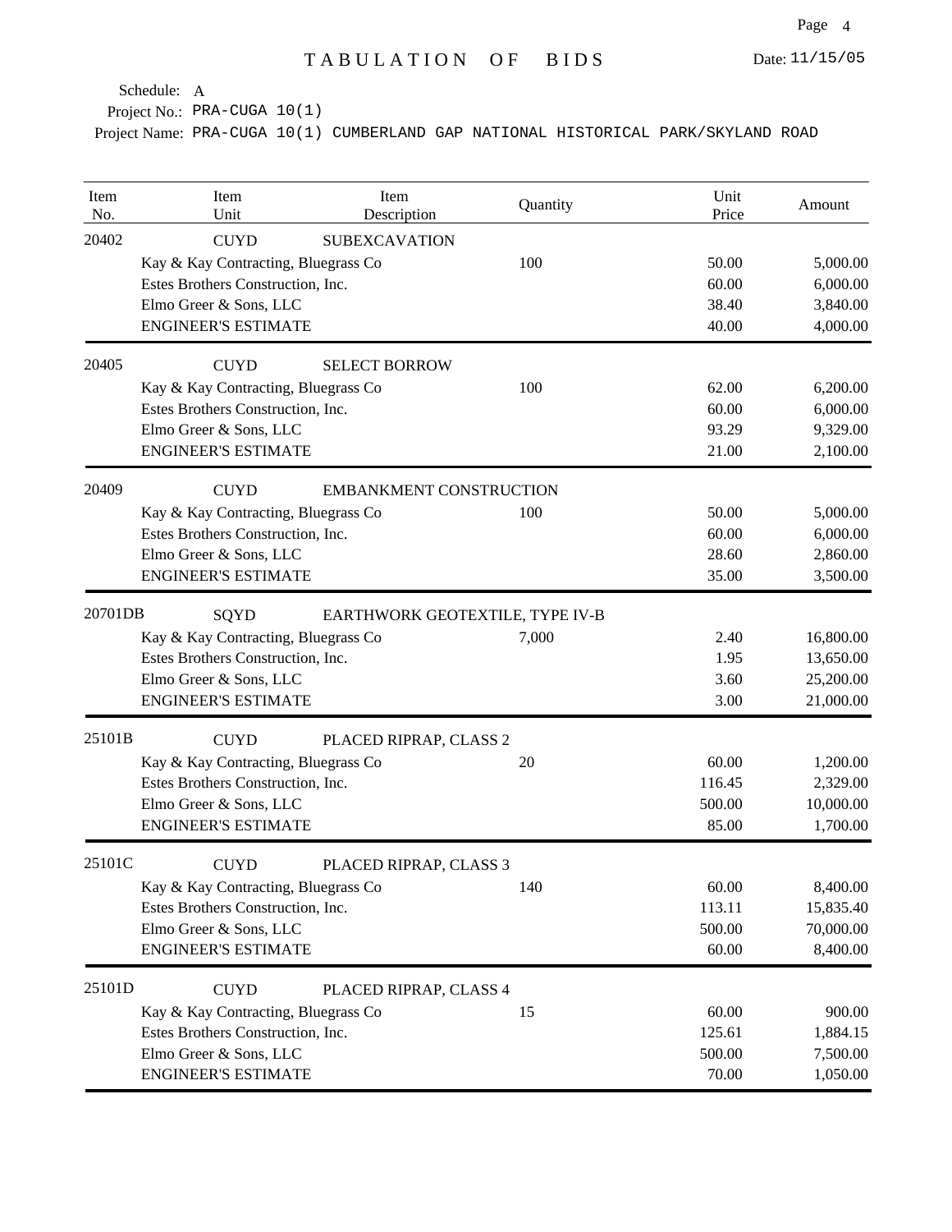# TABULATION OF BIDS

Date: 11/15/05

Schedule: A

Project No.: PRA-CUGA 10(1)

Project Name: PRA-CUGA 10(1) CUMBERLAND GAP NATIONAL HISTORICAL PARK/SKYLAND ROAD

| Item No. | Item Unit | Item Description | Quantity | Unit Price | Amount |
|---|---|---|---|---|---|
| 20402 | CUYD | SUBEXCAVATION | | | |
| | Kay & Kay Contracting, Bluegrass Co | | 100 | 50.00 | 5,000.00 |
| | Estes Brothers Construction, Inc. | | | 60.00 | 6,000.00 |
| | Elmo Greer & Sons, LLC | | | 38.40 | 3,840.00 |
| | ENGINEER'S ESTIMATE | | | 40.00 | 4,000.00 |
| 20405 | CUYD | SELECT BORROW | | | |
| | Kay & Kay Contracting, Bluegrass Co | | 100 | 62.00 | 6,200.00 |
| | Estes Brothers Construction, Inc. | | | 60.00 | 6,000.00 |
| | Elmo Greer & Sons, LLC | | | 93.29 | 9,329.00 |
| | ENGINEER'S ESTIMATE | | | 21.00 | 2,100.00 |
| 20409 | CUYD | EMBANKMENT CONSTRUCTION | | | |
| | Kay & Kay Contracting, Bluegrass Co | | 100 | 50.00 | 5,000.00 |
| | Estes Brothers Construction, Inc. | | | 60.00 | 6,000.00 |
| | Elmo Greer & Sons, LLC | | | 28.60 | 2,860.00 |
| | ENGINEER'S ESTIMATE | | | 35.00 | 3,500.00 |
| 20701DB | SQYD | EARTHWORK GEOTEXTILE, TYPE IV-B | | | |
| | Kay & Kay Contracting, Bluegrass Co | | 7,000 | 2.40 | 16,800.00 |
| | Estes Brothers Construction, Inc. | | | 1.95 | 13,650.00 |
| | Elmo Greer & Sons, LLC | | | 3.60 | 25,200.00 |
| | ENGINEER'S ESTIMATE | | | 3.00 | 21,000.00 |
| 25101B | CUYD | PLACED RIPRAP, CLASS 2 | | | |
| | Kay & Kay Contracting, Bluegrass Co | | 20 | 60.00 | 1,200.00 |
| | Estes Brothers Construction, Inc. | | | 116.45 | 2,329.00 |
| | Elmo Greer & Sons, LLC | | | 500.00 | 10,000.00 |
| | ENGINEER'S ESTIMATE | | | 85.00 | 1,700.00 |
| 25101C | CUYD | PLACED RIPRAP, CLASS 3 | | | |
| | Kay & Kay Contracting, Bluegrass Co | | 140 | 60.00 | 8,400.00 |
| | Estes Brothers Construction, Inc. | | | 113.11 | 15,835.40 |
| | Elmo Greer & Sons, LLC | | | 500.00 | 70,000.00 |
| | ENGINEER'S ESTIMATE | | | 60.00 | 8,400.00 |
| 25101D | CUYD | PLACED RIPRAP, CLASS 4 | | | |
| | Kay & Kay Contracting, Bluegrass Co | | 15 | 60.00 | 900.00 |
| | Estes Brothers Construction, Inc. | | | 125.61 | 1,884.15 |
| | Elmo Greer & Sons, LLC | | | 500.00 | 7,500.00 |
| | ENGINEER'S ESTIMATE | | | 70.00 | 1,050.00 |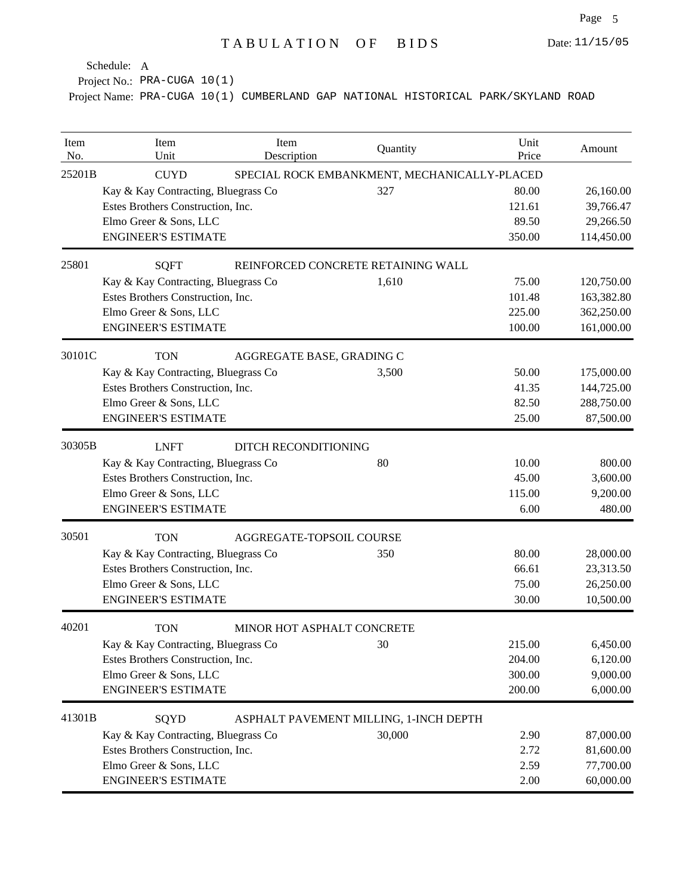# TABULATION OF BIDS

Date: 11/15/05

Schedule: A

Project No.: PRA-CUGA 10(1)

Project Name: PRA-CUGA 10(1) CUMBERLAND GAP NATIONAL HISTORICAL PARK/SKYLAND ROAD

| Item No. | Item Unit | Item Description | Quantity | Unit Price | Amount |
|---|---|---|---|---|---|
| 25201B | CUYD | SPECIAL ROCK EMBANKMENT, MECHANICALLY-PLACED | | | |
| | Kay & Kay Contracting, Bluegrass Co | | 327 | 80.00 | 26,160.00 |
| | Estes Brothers Construction, Inc. | | | 121.61 | 39,766.47 |
| | Elmo Greer & Sons, LLC | | | 89.50 | 29,266.50 |
| | ENGINEER'S ESTIMATE | | | 350.00 | 114,450.00 |
| 25801 | SQFT | REINFORCED CONCRETE RETAINING WALL | | | |
| | Kay & Kay Contracting, Bluegrass Co | | 1,610 | 75.00 | 120,750.00 |
| | Estes Brothers Construction, Inc. | | | 101.48 | 163,382.80 |
| | Elmo Greer & Sons, LLC | | | 225.00 | 362,250.00 |
| | ENGINEER'S ESTIMATE | | | 100.00 | 161,000.00 |
| 30101C | TON | AGGREGATE BASE, GRADING C | | | |
| | Kay & Kay Contracting, Bluegrass Co | | 3,500 | 50.00 | 175,000.00 |
| | Estes Brothers Construction, Inc. | | | 41.35 | 144,725.00 |
| | Elmo Greer & Sons, LLC | | | 82.50 | 288,750.00 |
| | ENGINEER'S ESTIMATE | | | 25.00 | 87,500.00 |
| 30305B | LNFT | DITCH RECONDITIONING | | | |
| | Kay & Kay Contracting, Bluegrass Co | | 80 | 10.00 | 800.00 |
| | Estes Brothers Construction, Inc. | | | 45.00 | 3,600.00 |
| | Elmo Greer & Sons, LLC | | | 115.00 | 9,200.00 |
| | ENGINEER'S ESTIMATE | | | 6.00 | 480.00 |
| 30501 | TON | AGGREGATE-TOPSOIL COURSE | | | |
| | Kay & Kay Contracting, Bluegrass Co | | 350 | 80.00 | 28,000.00 |
| | Estes Brothers Construction, Inc. | | | 66.61 | 23,313.50 |
| | Elmo Greer & Sons, LLC | | | 75.00 | 26,250.00 |
| | ENGINEER'S ESTIMATE | | | 30.00 | 10,500.00 |
| 40201 | TON | MINOR HOT ASPHALT CONCRETE | | | |
| | Kay & Kay Contracting, Bluegrass Co | | 30 | 215.00 | 6,450.00 |
| | Estes Brothers Construction, Inc. | | | 204.00 | 6,120.00 |
| | Elmo Greer & Sons, LLC | | | 300.00 | 9,000.00 |
| | ENGINEER'S ESTIMATE | | | 200.00 | 6,000.00 |
| 41301B | SQYD | ASPHALT PAVEMENT MILLING, 1-INCH DEPTH | | | |
| | Kay & Kay Contracting, Bluegrass Co | | 30,000 | 2.90 | 87,000.00 |
| | Estes Brothers Construction, Inc. | | | 2.72 | 81,600.00 |
| | Elmo Greer & Sons, LLC | | | 2.59 | 77,700.00 |
| | ENGINEER'S ESTIMATE | | | 2.00 | 60,000.00 |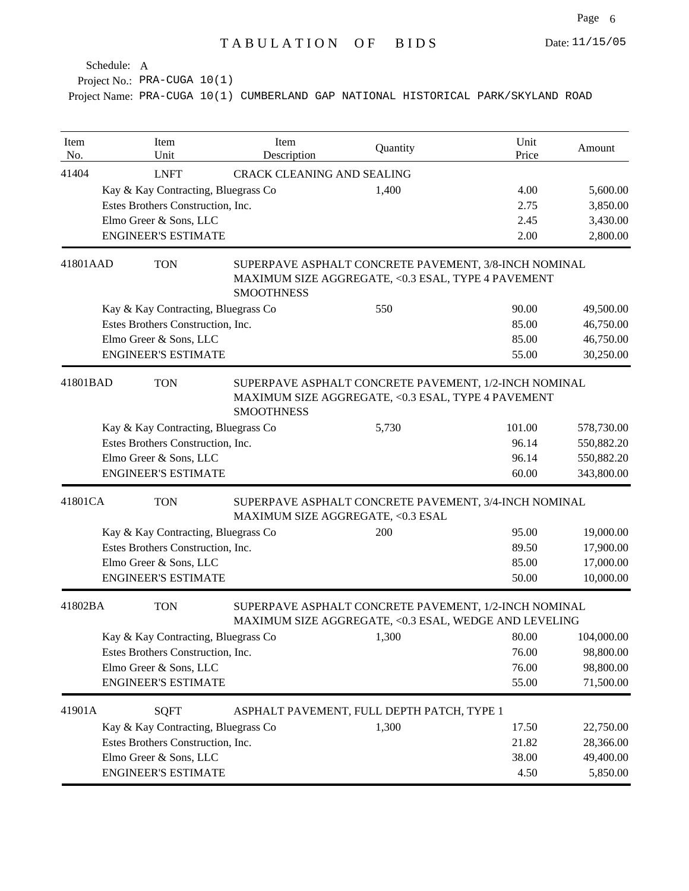# TABULATION OF BIDS

Date: 11/15/05

Schedule: A

Project No.: PRA-CUGA 10(1)

Project Name: PRA-CUGA 10(1) CUMBERLAND GAP NATIONAL HISTORICAL PARK/SKYLAND ROAD

| Item No. | Item Unit | Item Description | Quantity | Unit Price | Amount |
|---|---|---|---|---|---|
| 41404 | LNFT | CRACK CLEANING AND SEALING | | | |
| | Kay & Kay Contracting, Bluegrass Co | | 1,400 | 4.00 | 5,600.00 |
| | Estes Brothers Construction, Inc. | | | 2.75 | 3,850.00 |
| | Elmo Greer & Sons, LLC | | | 2.45 | 3,430.00 |
| | ENGINEER'S ESTIMATE | | | 2.00 | 2,800.00 |
| 41801AAD | TON | SUPERPAVE ASPHALT CONCRETE PAVEMENT, 3/8-INCH NOMINAL MAXIMUM SIZE AGGREGATE, <0.3 ESAL, TYPE 4 PAVEMENT SMOOTHNESS | | | |
| | Kay & Kay Contracting, Bluegrass Co | | 550 | 90.00 | 49,500.00 |
| | Estes Brothers Construction, Inc. | | | 85.00 | 46,750.00 |
| | Elmo Greer & Sons, LLC | | | 85.00 | 46,750.00 |
| | ENGINEER'S ESTIMATE | | | 55.00 | 30,250.00 |
| 41801BAD | TON | SUPERPAVE ASPHALT CONCRETE PAVEMENT, 1/2-INCH NOMINAL MAXIMUM SIZE AGGREGATE, <0.3 ESAL, TYPE 4 PAVEMENT SMOOTHNESS | | | |
| | Kay & Kay Contracting, Bluegrass Co | | 5,730 | 101.00 | 578,730.00 |
| | Estes Brothers Construction, Inc. | | | 96.14 | 550,882.20 |
| | Elmo Greer & Sons, LLC | | | 96.14 | 550,882.20 |
| | ENGINEER'S ESTIMATE | | | 60.00 | 343,800.00 |
| 41801CA | TON | SUPERPAVE ASPHALT CONCRETE PAVEMENT, 3/4-INCH NOMINAL MAXIMUM SIZE AGGREGATE, <0.3 ESAL | | | |
| | Kay & Kay Contracting, Bluegrass Co | | 200 | 95.00 | 19,000.00 |
| | Estes Brothers Construction, Inc. | | | 89.50 | 17,900.00 |
| | Elmo Greer & Sons, LLC | | | 85.00 | 17,000.00 |
| | ENGINEER'S ESTIMATE | | | 50.00 | 10,000.00 |
| 41802BA | TON | SUPERPAVE ASPHALT CONCRETE PAVEMENT, 1/2-INCH NOMINAL MAXIMUM SIZE AGGREGATE, <0.3 ESAL, WEDGE AND LEVELING | | | |
| | Kay & Kay Contracting, Bluegrass Co | | 1,300 | 80.00 | 104,000.00 |
| | Estes Brothers Construction, Inc. | | | 76.00 | 98,800.00 |
| | Elmo Greer & Sons, LLC | | | 76.00 | 98,800.00 |
| | ENGINEER'S ESTIMATE | | | 55.00 | 71,500.00 |
| 41901A | SQFT | ASPHALT PAVEMENT, FULL DEPTH PATCH, TYPE 1 | | | |
| | Kay & Kay Contracting, Bluegrass Co | | 1,300 | 17.50 | 22,750.00 |
| | Estes Brothers Construction, Inc. | | | 21.82 | 28,366.00 |
| | Elmo Greer & Sons, LLC | | | 38.00 | 49,400.00 |
| | ENGINEER'S ESTIMATE | | | 4.50 | 5,850.00 |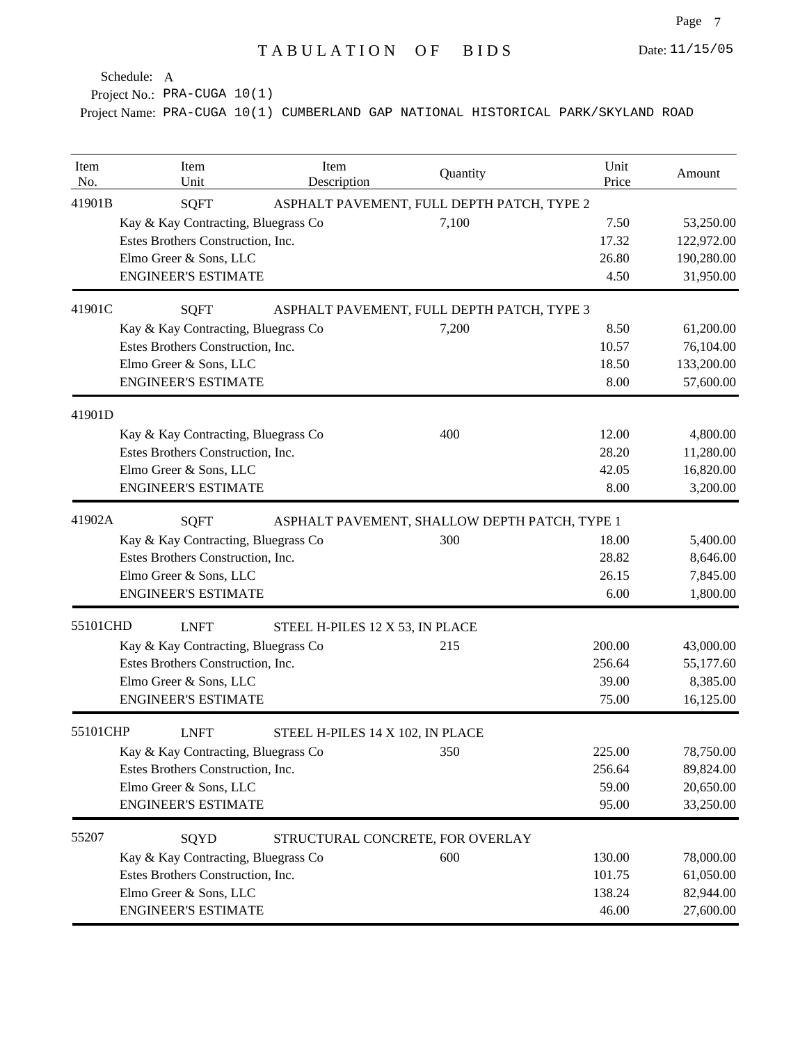# TABULATION OF BIDS

Date: 11/15/05

Schedule: A

Project No.: PRA-CUGA 10(1)

Project Name: PRA-CUGA 10(1) CUMBERLAND GAP NATIONAL HISTORICAL PARK/SKYLAND ROAD

| Item No. | Item Unit | Item Description | Quantity | Unit Price | Amount |
|---|---|---|---|---|---|
| 41901B | SQFT | ASPHALT PAVEMENT, FULL DEPTH PATCH, TYPE 2 | | | |
| | Kay & Kay Contracting, Bluegrass Co | | 7,100 | 7.50 | 53,250.00 |
| | Estes Brothers Construction, Inc. | | | 17.32 | 122,972.00 |
| | Elmo Greer & Sons, LLC | | | 26.80 | 190,280.00 |
| | ENGINEER'S ESTIMATE | | | 4.50 | 31,950.00 |
| 41901C | SQFT | ASPHALT PAVEMENT, FULL DEPTH PATCH, TYPE 3 | | | |
| | Kay & Kay Contracting, Bluegrass Co | | 7,200 | 8.50 | 61,200.00 |
| | Estes Brothers Construction, Inc. | | | 10.57 | 76,104.00 |
| | Elmo Greer & Sons, LLC | | | 18.50 | 133,200.00 |
| | ENGINEER'S ESTIMATE | | | 8.00 | 57,600.00 |
| 41901D | | | | | |
| | Kay & Kay Contracting, Bluegrass Co | | 400 | 12.00 | 4,800.00 |
| | Estes Brothers Construction, Inc. | | | 28.20 | 11,280.00 |
| | Elmo Greer & Sons, LLC | | | 42.05 | 16,820.00 |
| | ENGINEER'S ESTIMATE | | | 8.00 | 3,200.00 |
| 41902A | SQFT | ASPHALT PAVEMENT, SHALLOW DEPTH PATCH, TYPE 1 | | | |
| | Kay & Kay Contracting, Bluegrass Co | | 300 | 18.00 | 5,400.00 |
| | Estes Brothers Construction, Inc. | | | 28.82 | 8,646.00 |
| | Elmo Greer & Sons, LLC | | | 26.15 | 7,845.00 |
| | ENGINEER'S ESTIMATE | | | 6.00 | 1,800.00 |
| 55101CHD | LNFT | STEEL H-PILES 12 X 53, IN PLACE | | | |
| | Kay & Kay Contracting, Bluegrass Co | | 215 | 200.00 | 43,000.00 |
| | Estes Brothers Construction, Inc. | | | 256.64 | 55,177.60 |
| | Elmo Greer & Sons, LLC | | | 39.00 | 8,385.00 |
| | ENGINEER'S ESTIMATE | | | 75.00 | 16,125.00 |
| 55101CHP | LNFT | STEEL H-PILES 14 X 102, IN PLACE | | | |
| | Kay & Kay Contracting, Bluegrass Co | | 350 | 225.00 | 78,750.00 |
| | Estes Brothers Construction, Inc. | | | 256.64 | 89,824.00 |
| | Elmo Greer & Sons, LLC | | | 59.00 | 20,650.00 |
| | ENGINEER'S ESTIMATE | | | 95.00 | 33,250.00 |
| 55207 | SQYD | STRUCTURAL CONCRETE, FOR OVERLAY | | | |
| | Kay & Kay Contracting, Bluegrass Co | | 600 | 130.00 | 78,000.00 |
| | Estes Brothers Construction, Inc. | | | 101.75 | 61,050.00 |
| | Elmo Greer & Sons, LLC | | | 138.24 | 82,944.00 |
| | ENGINEER'S ESTIMATE | | | 46.00 | 27,600.00 |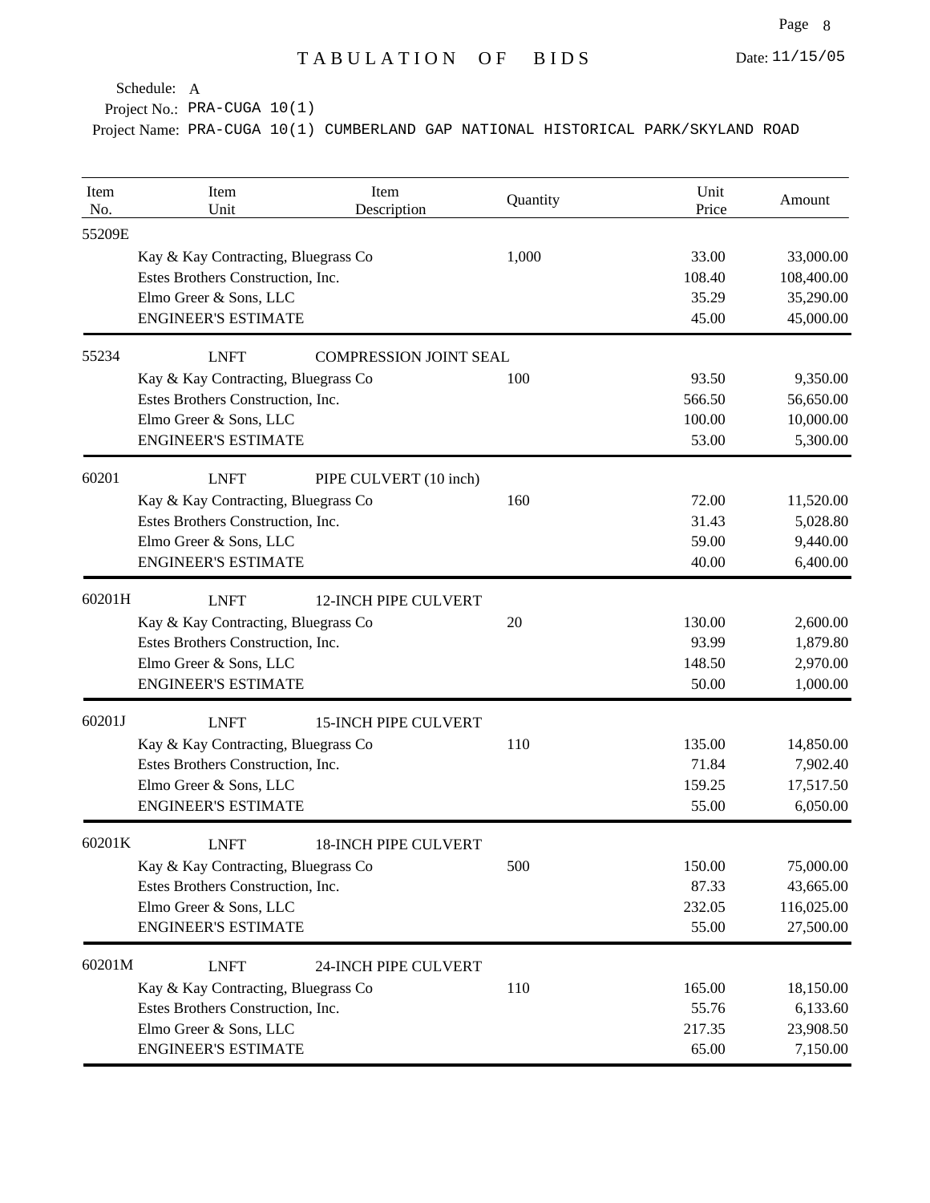# TABULATION OF BIDS

Date: 11/15/05

Schedule: A

Project No.: PRA-CUGA 10(1)

Project Name: PRA-CUGA 10(1) CUMBERLAND GAP NATIONAL HISTORICAL PARK/SKYLAND ROAD

| Item No. | Item Unit | Item Description | Quantity | Unit Price | Amount |
|---|---|---|---|---|---|
| 55209E | | | | | |
| | Kay & Kay Contracting, Bluegrass Co | | 1,000 | 33.00 | 33,000.00 |
| | Estes Brothers Construction, Inc. | | | 108.40 | 108,400.00 |
| | Elmo Greer & Sons, LLC | | | 35.29 | 35,290.00 |
| | ENGINEER'S ESTIMATE | | | 45.00 | 45,000.00 |
| 55234 | LNFT | COMPRESSION JOINT SEAL | | | |
| | Kay & Kay Contracting, Bluegrass Co | | 100 | 93.50 | 9,350.00 |
| | Estes Brothers Construction, Inc. | | | 566.50 | 56,650.00 |
| | Elmo Greer & Sons, LLC | | | 100.00 | 10,000.00 |
| | ENGINEER'S ESTIMATE | | | 53.00 | 5,300.00 |
| 60201 | LNFT | PIPE CULVERT (10 inch) | | | |
| | Kay & Kay Contracting, Bluegrass Co | | 160 | 72.00 | 11,520.00 |
| | Estes Brothers Construction, Inc. | | | 31.43 | 5,028.80 |
| | Elmo Greer & Sons, LLC | | | 59.00 | 9,440.00 |
| | ENGINEER'S ESTIMATE | | | 40.00 | 6,400.00 |
| 60201H | LNFT | 12-INCH PIPE CULVERT | | | |
| | Kay & Kay Contracting, Bluegrass Co | | 20 | 130.00 | 2,600.00 |
| | Estes Brothers Construction, Inc. | | | 93.99 | 1,879.80 |
| | Elmo Greer & Sons, LLC | | | 148.50 | 2,970.00 |
| | ENGINEER'S ESTIMATE | | | 50.00 | 1,000.00 |
| 60201J | LNFT | 15-INCH PIPE CULVERT | | | |
| | Kay & Kay Contracting, Bluegrass Co | | 110 | 135.00 | 14,850.00 |
| | Estes Brothers Construction, Inc. | | | 71.84 | 7,902.40 |
| | Elmo Greer & Sons, LLC | | | 159.25 | 17,517.50 |
| | ENGINEER'S ESTIMATE | | | 55.00 | 6,050.00 |
| 60201K | LNFT | 18-INCH PIPE CULVERT | | | |
| | Kay & Kay Contracting, Bluegrass Co | | 500 | 150.00 | 75,000.00 |
| | Estes Brothers Construction, Inc. | | | 87.33 | 43,665.00 |
| | Elmo Greer & Sons, LLC | | | 232.05 | 116,025.00 |
| | ENGINEER'S ESTIMATE | | | 55.00 | 27,500.00 |
| 60201M | LNFT | 24-INCH PIPE CULVERT | | | |
| | Kay & Kay Contracting, Bluegrass Co | | 110 | 165.00 | 18,150.00 |
| | Estes Brothers Construction, Inc. | | | 55.76 | 6,133.60 |
| | Elmo Greer & Sons, LLC | | | 217.35 | 23,908.50 |
| | ENGINEER'S ESTIMATE | | | 65.00 | 7,150.00 |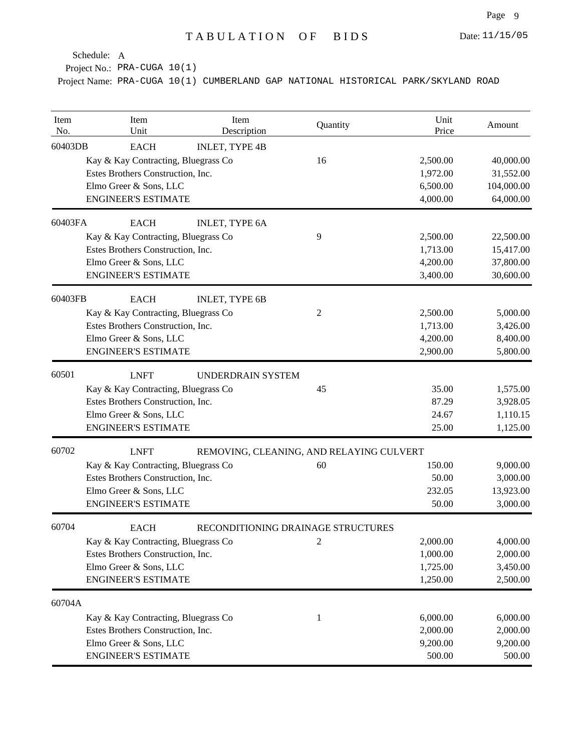TABULATION OF BIDS

Date: 11/15/05

Schedule: A

Project No.: PRA-CUGA 10(1)

Project Name: PRA-CUGA 10(1) CUMBERLAND GAP NATIONAL HISTORICAL PARK/SKYLAND ROAD

| Item No. | Item Unit | Item Description | Quantity | Unit Price | Amount |
|---|---|---|---|---|---|
| 60403DB | EACH | INLET, TYPE 4B | | | |
| | Kay & Kay Contracting, Bluegrass Co | | 16 | 2,500.00 | 40,000.00 |
| | Estes Brothers Construction, Inc. | | | 1,972.00 | 31,552.00 |
| | Elmo Greer & Sons, LLC | | | 6,500.00 | 104,000.00 |
| | ENGINEER'S ESTIMATE | | | 4,000.00 | 64,000.00 |
| 60403FA | EACH | INLET, TYPE 6A | | | |
| | Kay & Kay Contracting, Bluegrass Co | | 9 | 2,500.00 | 22,500.00 |
| | Estes Brothers Construction, Inc. | | | 1,713.00 | 15,417.00 |
| | Elmo Greer & Sons, LLC | | | 4,200.00 | 37,800.00 |
| | ENGINEER'S ESTIMATE | | | 3,400.00 | 30,600.00 |
| 60403FB | EACH | INLET, TYPE 6B | | | |
| | Kay & Kay Contracting, Bluegrass Co | | 2 | 2,500.00 | 5,000.00 |
| | Estes Brothers Construction, Inc. | | | 1,713.00 | 3,426.00 |
| | Elmo Greer & Sons, LLC | | | 4,200.00 | 8,400.00 |
| | ENGINEER'S ESTIMATE | | | 2,900.00 | 5,800.00 |
| 60501 | LNFT | UNDERDRAIN SYSTEM | | | |
| | Kay & Kay Contracting, Bluegrass Co | | 45 | 35.00 | 1,575.00 |
| | Estes Brothers Construction, Inc. | | | 87.29 | 3,928.05 |
| | Elmo Greer & Sons, LLC | | | 24.67 | 1,110.15 |
| | ENGINEER'S ESTIMATE | | | 25.00 | 1,125.00 |
| 60702 | LNFT | REMOVING, CLEANING, AND RELAYING CULVERT | | | |
| | Kay & Kay Contracting, Bluegrass Co | | 60 | 150.00 | 9,000.00 |
| | Estes Brothers Construction, Inc. | | | 50.00 | 3,000.00 |
| | Elmo Greer & Sons, LLC | | | 232.05 | 13,923.00 |
| | ENGINEER'S ESTIMATE | | | 50.00 | 3,000.00 |
| 60704 | EACH | RECONDITIONING DRAINAGE STRUCTURES | | | |
| | Kay & Kay Contracting, Bluegrass Co | | 2 | 2,000.00 | 4,000.00 |
| | Estes Brothers Construction, Inc. | | | 1,000.00 | 2,000.00 |
| | Elmo Greer & Sons, LLC | | | 1,725.00 | 3,450.00 |
| | ENGINEER'S ESTIMATE | | | 1,250.00 | 2,500.00 |
| 60704A | | | | | |
| | Kay & Kay Contracting, Bluegrass Co | | 1 | 6,000.00 | 6,000.00 |
| | Estes Brothers Construction, Inc. | | | 2,000.00 | 2,000.00 |
| | Elmo Greer & Sons, LLC | | | 9,200.00 | 9,200.00 |
| | ENGINEER'S ESTIMATE | | | 500.00 | 500.00 |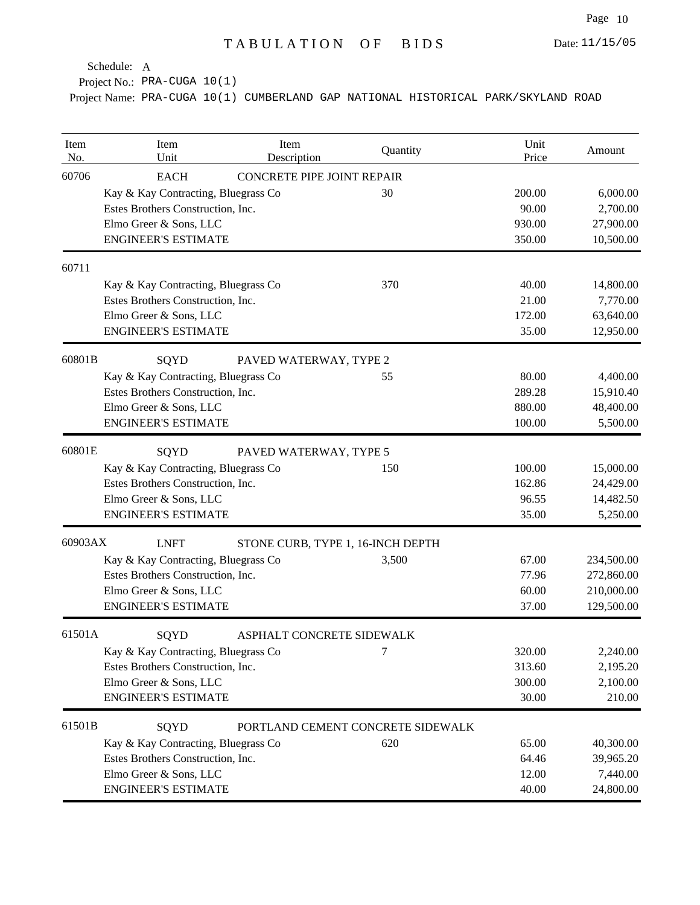# TABULATION OF BIDS

Date: 11/15/05

Schedule: A
Project No.: PRA-CUGA 10(1)
Project Name: PRA-CUGA 10(1) CUMBERLAND GAP NATIONAL HISTORICAL PARK/SKYLAND ROAD

| Item No. | Item Unit | Item Description | Quantity | Unit Price | Amount |
|---|---|---|---|---|---|
| 60706 | EACH | CONCRETE PIPE JOINT REPAIR | | | |
| | Kay & Kay Contracting, Bluegrass Co | | 30 | 200.00 | 6,000.00 |
| | Estes Brothers Construction, Inc. | | | 90.00 | 2,700.00 |
| | Elmo Greer & Sons, LLC | | | 930.00 | 27,900.00 |
| | ENGINEER'S ESTIMATE | | | 350.00 | 10,500.00 |
| 60711 | | | | | |
| | Kay & Kay Contracting, Bluegrass Co | | 370 | 40.00 | 14,800.00 |
| | Estes Brothers Construction, Inc. | | | 21.00 | 7,770.00 |
| | Elmo Greer & Sons, LLC | | | 172.00 | 63,640.00 |
| | ENGINEER'S ESTIMATE | | | 35.00 | 12,950.00 |
| 60801B | SQYD | PAVED WATERWAY, TYPE 2 | | | |
| | Kay & Kay Contracting, Bluegrass Co | | 55 | 80.00 | 4,400.00 |
| | Estes Brothers Construction, Inc. | | | 289.28 | 15,910.40 |
| | Elmo Greer & Sons, LLC | | | 880.00 | 48,400.00 |
| | ENGINEER'S ESTIMATE | | | 100.00 | 5,500.00 |
| 60801E | SQYD | PAVED WATERWAY, TYPE 5 | | | |
| | Kay & Kay Contracting, Bluegrass Co | | 150 | 100.00 | 15,000.00 |
| | Estes Brothers Construction, Inc. | | | 162.86 | 24,429.00 |
| | Elmo Greer & Sons, LLC | | | 96.55 | 14,482.50 |
| | ENGINEER'S ESTIMATE | | | 35.00 | 5,250.00 |
| 60903AX | LNFT | STONE CURB, TYPE 1, 16-INCH DEPTH | | | |
| | Kay & Kay Contracting, Bluegrass Co | | 3,500 | 67.00 | 234,500.00 |
| | Estes Brothers Construction, Inc. | | | 77.96 | 272,860.00 |
| | Elmo Greer & Sons, LLC | | | 60.00 | 210,000.00 |
| | ENGINEER'S ESTIMATE | | | 37.00 | 129,500.00 |
| 61501A | SQYD | ASPHALT CONCRETE SIDEWALK | | | |
| | Kay & Kay Contracting, Bluegrass Co | | 7 | 320.00 | 2,240.00 |
| | Estes Brothers Construction, Inc. | | | 313.60 | 2,195.20 |
| | Elmo Greer & Sons, LLC | | | 300.00 | 2,100.00 |
| | ENGINEER'S ESTIMATE | | | 30.00 | 210.00 |
| 61501B | SQYD | PORTLAND CEMENT CONCRETE SIDEWALK | | | |
| | Kay & Kay Contracting, Bluegrass Co | | 620 | 65.00 | 40,300.00 |
| | Estes Brothers Construction, Inc. | | | 64.46 | 39,965.20 |
| | Elmo Greer & Sons, LLC | | | 12.00 | 7,440.00 |
| | ENGINEER'S ESTIMATE | | | 40.00 | 24,800.00 |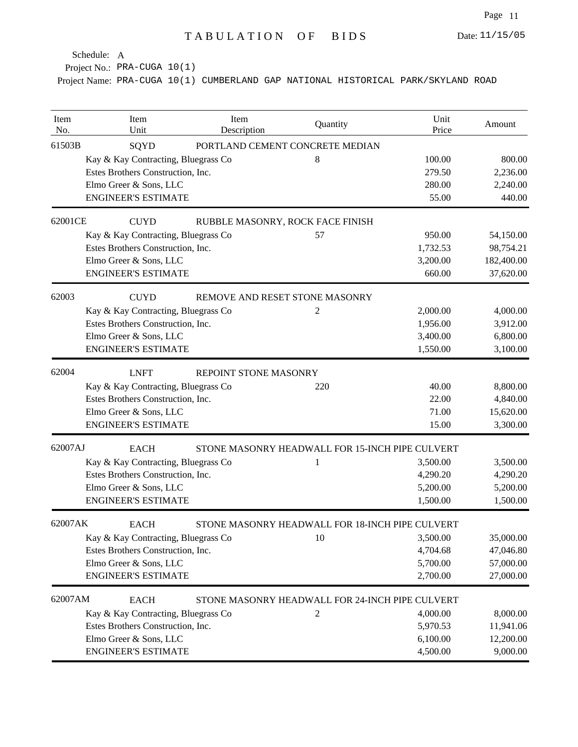# TABULATION OF BIDS

Date: 11/15/05

Schedule: A

Project No.: PRA-CUGA 10(1)

Project Name: PRA-CUGA 10(1) CUMBERLAND GAP NATIONAL HISTORICAL PARK/SKYLAND ROAD

| Item No. | Item Unit | Item Description | Quantity | Unit Price | Amount |
|---|---|---|---|---|---|
| 61503B | SQYD | PORTLAND CEMENT CONCRETE MEDIAN | | | |
| | Kay & Kay Contracting, Bluegrass Co | | 8 | 100.00 | 800.00 |
| | Estes Brothers Construction, Inc. | | | 279.50 | 2,236.00 |
| | Elmo Greer & Sons, LLC | | | 280.00 | 2,240.00 |
| | ENGINEER'S ESTIMATE | | | 55.00 | 440.00 |
| 62001CE | CUYD | RUBBLE MASONRY, ROCK FACE FINISH | | | |
| | Kay & Kay Contracting, Bluegrass Co | | 57 | 950.00 | 54,150.00 |
| | Estes Brothers Construction, Inc. | | | 1,732.53 | 98,754.21 |
| | Elmo Greer & Sons, LLC | | | 3,200.00 | 182,400.00 |
| | ENGINEER'S ESTIMATE | | | 660.00 | 37,620.00 |
| 62003 | CUYD | REMOVE AND RESET STONE MASONRY | | | |
| | Kay & Kay Contracting, Bluegrass Co | | 2 | 2,000.00 | 4,000.00 |
| | Estes Brothers Construction, Inc. | | | 1,956.00 | 3,912.00 |
| | Elmo Greer & Sons, LLC | | | 3,400.00 | 6,800.00 |
| | ENGINEER'S ESTIMATE | | | 1,550.00 | 3,100.00 |
| 62004 | LNFT | REPOINT STONE MASONRY | | | |
| | Kay & Kay Contracting, Bluegrass Co | | 220 | 40.00 | 8,800.00 |
| | Estes Brothers Construction, Inc. | | | 22.00 | 4,840.00 |
| | Elmo Greer & Sons, LLC | | | 71.00 | 15,620.00 |
| | ENGINEER'S ESTIMATE | | | 15.00 | 3,300.00 |
| 62007AJ | EACH | STONE MASONRY HEADWALL FOR 15-INCH PIPE CULVERT | | | |
| | Kay & Kay Contracting, Bluegrass Co | | 1 | 3,500.00 | 3,500.00 |
| | Estes Brothers Construction, Inc. | | | 4,290.20 | 4,290.20 |
| | Elmo Greer & Sons, LLC | | | 5,200.00 | 5,200.00 |
| | ENGINEER'S ESTIMATE | | | 1,500.00 | 1,500.00 |
| 62007AK | EACH | STONE MASONRY HEADWALL FOR 18-INCH PIPE CULVERT | | | |
| | Kay & Kay Contracting, Bluegrass Co | | 10 | 3,500.00 | 35,000.00 |
| | Estes Brothers Construction, Inc. | | | 4,704.68 | 47,046.80 |
| | Elmo Greer & Sons, LLC | | | 5,700.00 | 57,000.00 |
| | ENGINEER'S ESTIMATE | | | 2,700.00 | 27,000.00 |
| 62007AM | EACH | STONE MASONRY HEADWALL FOR 24-INCH PIPE CULVERT | | | |
| | Kay & Kay Contracting, Bluegrass Co | | 2 | 4,000.00 | 8,000.00 |
| | Estes Brothers Construction, Inc. | | | 5,970.53 | 11,941.06 |
| | Elmo Greer & Sons, LLC | | | 6,100.00 | 12,200.00 |
| | ENGINEER'S ESTIMATE | | | 4,500.00 | 9,000.00 |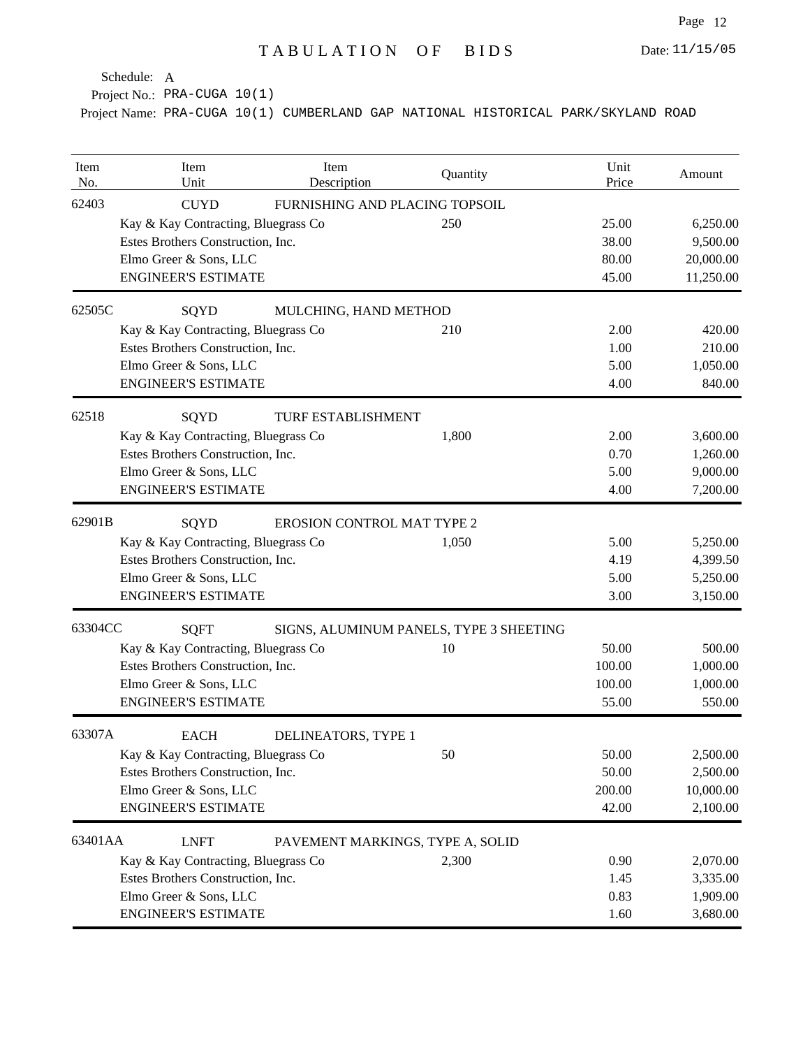# TABULATION OF BIDS

Date: 11/15/05

Schedule: A

Project No.: PRA-CUGA 10(1)

Project Name: PRA-CUGA 10(1) CUMBERLAND GAP NATIONAL HISTORICAL PARK/SKYLAND ROAD

| Item No. | Item Unit | Item Description | Quantity | Unit Price | Amount |
|---|---|---|---|---|---|
| 62403 | CUYD | FURNISHING AND PLACING TOPSOIL | | | |
| | Kay & Kay Contracting, Bluegrass Co | | 250 | 25.00 | 6,250.00 |
| | Estes Brothers Construction, Inc. | | | 38.00 | 9,500.00 |
| | Elmo Greer & Sons, LLC | | | 80.00 | 20,000.00 |
| | ENGINEER'S ESTIMATE | | | 45.00 | 11,250.00 |
| 62505C | SQYD | MULCHING, HAND METHOD | | | |
| | Kay & Kay Contracting, Bluegrass Co | | 210 | 2.00 | 420.00 |
| | Estes Brothers Construction, Inc. | | | 1.00 | 210.00 |
| | Elmo Greer & Sons, LLC | | | 5.00 | 1,050.00 |
| | ENGINEER'S ESTIMATE | | | 4.00 | 840.00 |
| 62518 | SQYD | TURF ESTABLISHMENT | | | |
| | Kay & Kay Contracting, Bluegrass Co | | 1,800 | 2.00 | 3,600.00 |
| | Estes Brothers Construction, Inc. | | | 0.70 | 1,260.00 |
| | Elmo Greer & Sons, LLC | | | 5.00 | 9,000.00 |
| | ENGINEER'S ESTIMATE | | | 4.00 | 7,200.00 |
| 62901B | SQYD | EROSION CONTROL MAT TYPE 2 | | | |
| | Kay & Kay Contracting, Bluegrass Co | | 1,050 | 5.00 | 5,250.00 |
| | Estes Brothers Construction, Inc. | | | 4.19 | 4,399.50 |
| | Elmo Greer & Sons, LLC | | | 5.00 | 5,250.00 |
| | ENGINEER'S ESTIMATE | | | 3.00 | 3,150.00 |
| 63304CC | SQFT | SIGNS, ALUMINUM PANELS, TYPE 3 SHEETING | | | |
| | Kay & Kay Contracting, Bluegrass Co | | 10 | 50.00 | 500.00 |
| | Estes Brothers Construction, Inc. | | | 100.00 | 1,000.00 |
| | Elmo Greer & Sons, LLC | | | 100.00 | 1,000.00 |
| | ENGINEER'S ESTIMATE | | | 55.00 | 550.00 |
| 63307A | EACH | DELINEATORS, TYPE 1 | | | |
| | Kay & Kay Contracting, Bluegrass Co | | 50 | 50.00 | 2,500.00 |
| | Estes Brothers Construction, Inc. | | | 50.00 | 2,500.00 |
| | Elmo Greer & Sons, LLC | | | 200.00 | 10,000.00 |
| | ENGINEER'S ESTIMATE | | | 42.00 | 2,100.00 |
| 63401AA | LNFT | PAVEMENT MARKINGS, TYPE A, SOLID | | | |
| | Kay & Kay Contracting, Bluegrass Co | | 2,300 | 0.90 | 2,070.00 |
| | Estes Brothers Construction, Inc. | | | 1.45 | 3,335.00 |
| | Elmo Greer & Sons, LLC | | | 0.83 | 1,909.00 |
| | ENGINEER'S ESTIMATE | | | 1.60 | 3,680.00 |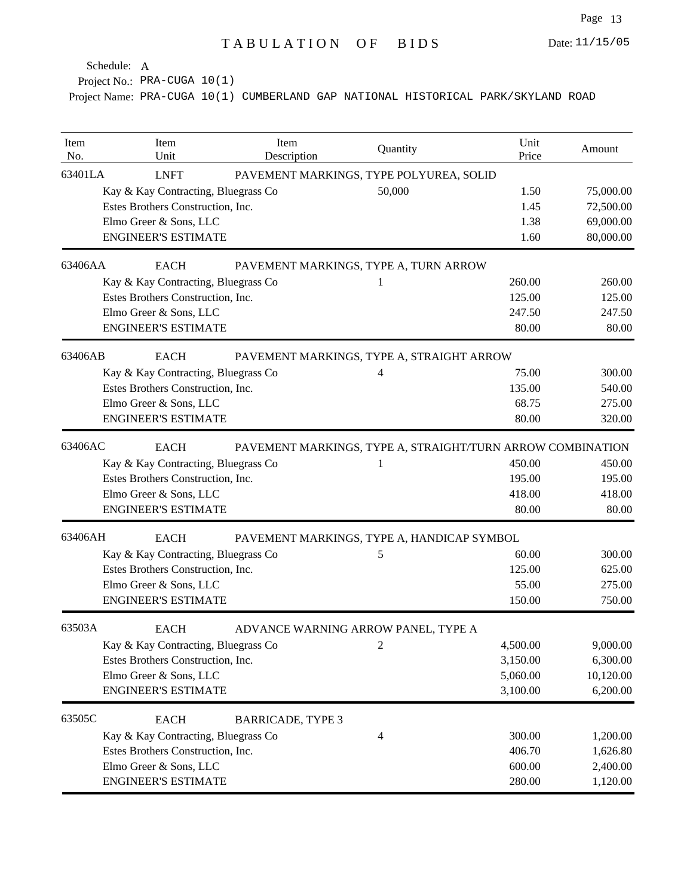# TABULATION OF BIDS

Date: 11/15/05

Schedule: A

Project No.: PRA-CUGA 10(1)

Project Name: PRA-CUGA 10(1) CUMBERLAND GAP NATIONAL HISTORICAL PARK/SKYLAND ROAD

| Item No. | Item Unit | Item Description | Quantity | Unit Price | Amount |
|---|---|---|---|---|---|
| 63401LA | LNFT | PAVEMENT MARKINGS, TYPE POLYUREA, SOLID | | | |
| | Kay & Kay Contracting, Bluegrass Co | | 50,000 | 1.50 | 75,000.00 |
| | Estes Brothers Construction, Inc. | | | 1.45 | 72,500.00 |
| | Elmo Greer & Sons, LLC | | | 1.38 | 69,000.00 |
| | ENGINEER'S ESTIMATE | | | 1.60 | 80,000.00 |
| 63406AA | EACH | PAVEMENT MARKINGS, TYPE A, TURN ARROW | | | |
| | Kay & Kay Contracting, Bluegrass Co | | 1 | 260.00 | 260.00 |
| | Estes Brothers Construction, Inc. | | | 125.00 | 125.00 |
| | Elmo Greer & Sons, LLC | | | 247.50 | 247.50 |
| | ENGINEER'S ESTIMATE | | | 80.00 | 80.00 |
| 63406AB | EACH | PAVEMENT MARKINGS, TYPE A, STRAIGHT ARROW | | | |
| | Kay & Kay Contracting, Bluegrass Co | | 4 | 75.00 | 300.00 |
| | Estes Brothers Construction, Inc. | | | 135.00 | 540.00 |
| | Elmo Greer & Sons, LLC | | | 68.75 | 275.00 |
| | ENGINEER'S ESTIMATE | | | 80.00 | 320.00 |
| 63406AC | EACH | PAVEMENT MARKINGS, TYPE A, STRAIGHT/TURN ARROW COMBINATION | | | |
| | Kay & Kay Contracting, Bluegrass Co | | 1 | 450.00 | 450.00 |
| | Estes Brothers Construction, Inc. | | | 195.00 | 195.00 |
| | Elmo Greer & Sons, LLC | | | 418.00 | 418.00 |
| | ENGINEER'S ESTIMATE | | | 80.00 | 80.00 |
| 63406AH | EACH | PAVEMENT MARKINGS, TYPE A, HANDICAP SYMBOL | | | |
| | Kay & Kay Contracting, Bluegrass Co | | 5 | 60.00 | 300.00 |
| | Estes Brothers Construction, Inc. | | | 125.00 | 625.00 |
| | Elmo Greer & Sons, LLC | | | 55.00 | 275.00 |
| | ENGINEER'S ESTIMATE | | | 150.00 | 750.00 |
| 63503A | EACH | ADVANCE WARNING ARROW PANEL, TYPE A | | | |
| | Kay & Kay Contracting, Bluegrass Co | | 2 | 4,500.00 | 9,000.00 |
| | Estes Brothers Construction, Inc. | | | 3,150.00 | 6,300.00 |
| | Elmo Greer & Sons, LLC | | | 5,060.00 | 10,120.00 |
| | ENGINEER'S ESTIMATE | | | 3,100.00 | 6,200.00 |
| 63505C | EACH | BARRICADE, TYPE 3 | | | |
| | Kay & Kay Contracting, Bluegrass Co | | 4 | 300.00 | 1,200.00 |
| | Estes Brothers Construction, Inc. | | | 406.70 | 1,626.80 |
| | Elmo Greer & Sons, LLC | | | 600.00 | 2,400.00 |
| | ENGINEER'S ESTIMATE | | | 280.00 | 1,120.00 |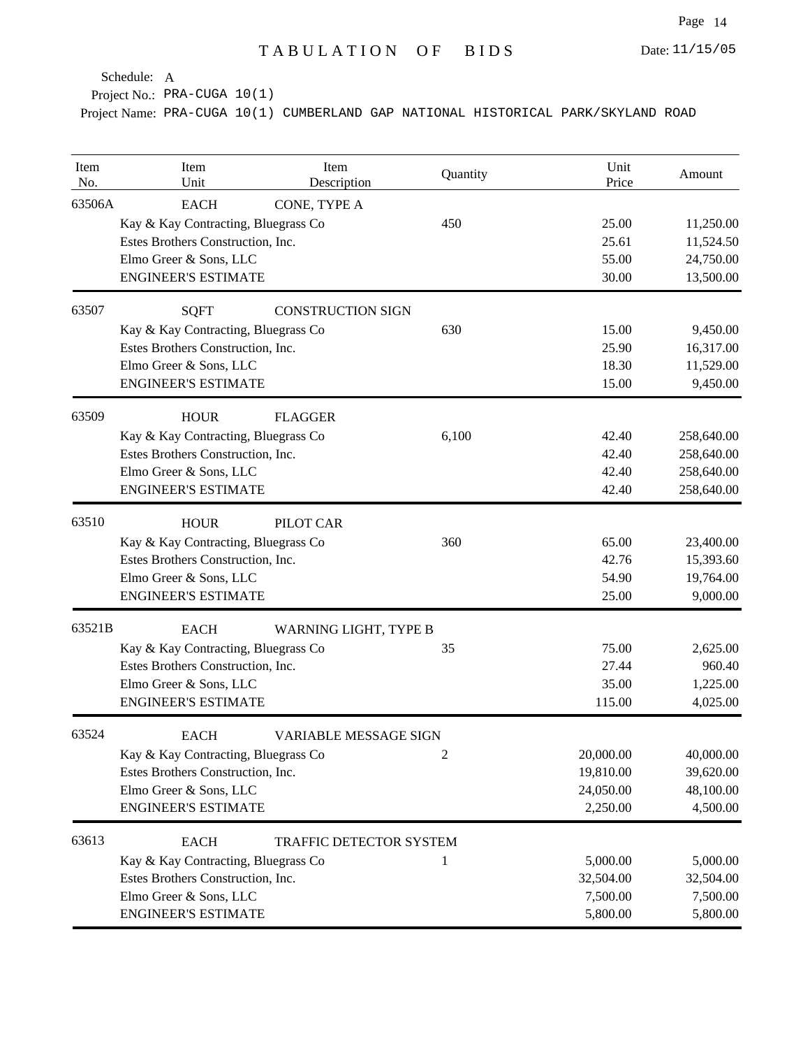# TABULATION OF BIDS

Date: 11/15/05

Schedule: A

Project No.: PRA-CUGA 10(1)

Project Name: PRA-CUGA 10(1) CUMBERLAND GAP NATIONAL HISTORICAL PARK/SKYLAND ROAD

| Item No. | Item Unit | Item Description | Quantity | Unit Price | Amount |
|---|---|---|---|---|---|
| 63506A | EACH | CONE, TYPE A | | | |
| | Kay & Kay Contracting, Bluegrass Co | | 450 | 25.00 | 11,250.00 |
| | Estes Brothers Construction, Inc. | | | 25.61 | 11,524.50 |
| | Elmo Greer & Sons, LLC | | | 55.00 | 24,750.00 |
| | ENGINEER'S ESTIMATE | | | 30.00 | 13,500.00 |
| 63507 | SQFT | CONSTRUCTION SIGN | | | |
| | Kay & Kay Contracting, Bluegrass Co | | 630 | 15.00 | 9,450.00 |
| | Estes Brothers Construction, Inc. | | | 25.90 | 16,317.00 |
| | Elmo Greer & Sons, LLC | | | 18.30 | 11,529.00 |
| | ENGINEER'S ESTIMATE | | | 15.00 | 9,450.00 |
| 63509 | HOUR | FLAGGER | | | |
| | Kay & Kay Contracting, Bluegrass Co | | 6,100 | 42.40 | 258,640.00 |
| | Estes Brothers Construction, Inc. | | | 42.40 | 258,640.00 |
| | Elmo Greer & Sons, LLC | | | 42.40 | 258,640.00 |
| | ENGINEER'S ESTIMATE | | | 42.40 | 258,640.00 |
| 63510 | HOUR | PILOT CAR | | | |
| | Kay & Kay Contracting, Bluegrass Co | | 360 | 65.00 | 23,400.00 |
| | Estes Brothers Construction, Inc. | | | 42.76 | 15,393.60 |
| | Elmo Greer & Sons, LLC | | | 54.90 | 19,764.00 |
| | ENGINEER'S ESTIMATE | | | 25.00 | 9,000.00 |
| 63521B | EACH | WARNING LIGHT, TYPE B | | | |
| | Kay & Kay Contracting, Bluegrass Co | | 35 | 75.00 | 2,625.00 |
| | Estes Brothers Construction, Inc. | | | 27.44 | 960.40 |
| | Elmo Greer & Sons, LLC | | | 35.00 | 1,225.00 |
| | ENGINEER'S ESTIMATE | | | 115.00 | 4,025.00 |
| 63524 | EACH | VARIABLE MESSAGE SIGN | | | |
| | Kay & Kay Contracting, Bluegrass Co | | 2 | 20,000.00 | 40,000.00 |
| | Estes Brothers Construction, Inc. | | | 19,810.00 | 39,620.00 |
| | Elmo Greer & Sons, LLC | | | 24,050.00 | 48,100.00 |
| | ENGINEER'S ESTIMATE | | | 2,250.00 | 4,500.00 |
| 63613 | EACH | TRAFFIC DETECTOR SYSTEM | | | |
| | Kay & Kay Contracting, Bluegrass Co | | 1 | 5,000.00 | 5,000.00 |
| | Estes Brothers Construction, Inc. | | | 32,504.00 | 32,504.00 |
| | Elmo Greer & Sons, LLC | | | 7,500.00 | 7,500.00 |
| | ENGINEER'S ESTIMATE | | | 5,800.00 | 5,800.00 |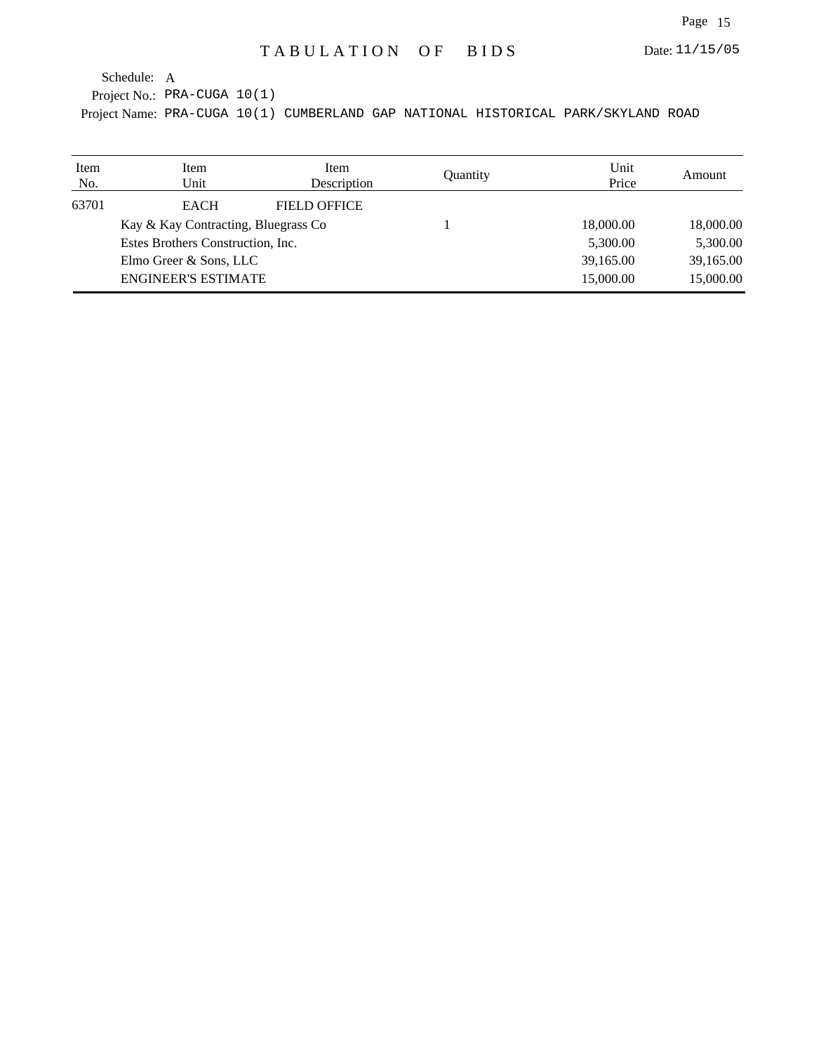# TABULATION OF BIDS

Date: 11/15/05

Schedule: A

Project No.: PRA-CUGA 10(1)

Project Name: PRA-CUGA 10(1) CUMBERLAND GAP NATIONAL HISTORICAL PARK/SKYLAND ROAD

| Item No. | Item Unit | Item Description | Quantity | Unit Price | Amount |
|---|---|---|---|---|---|
| 63701 | EACH | FIELD OFFICE | | | |
| | Kay & Kay Contracting, Bluegrass Co | | 1 | 18,000.00 | 18,000.00 |
| | Estes Brothers Construction, Inc. | | | 5,300.00 | 5,300.00 |
| | Elmo Greer & Sons, LLC | | | 39,165.00 | 39,165.00 |
| | ENGINEER'S ESTIMATE | | | 15,000.00 | 15,000.00 |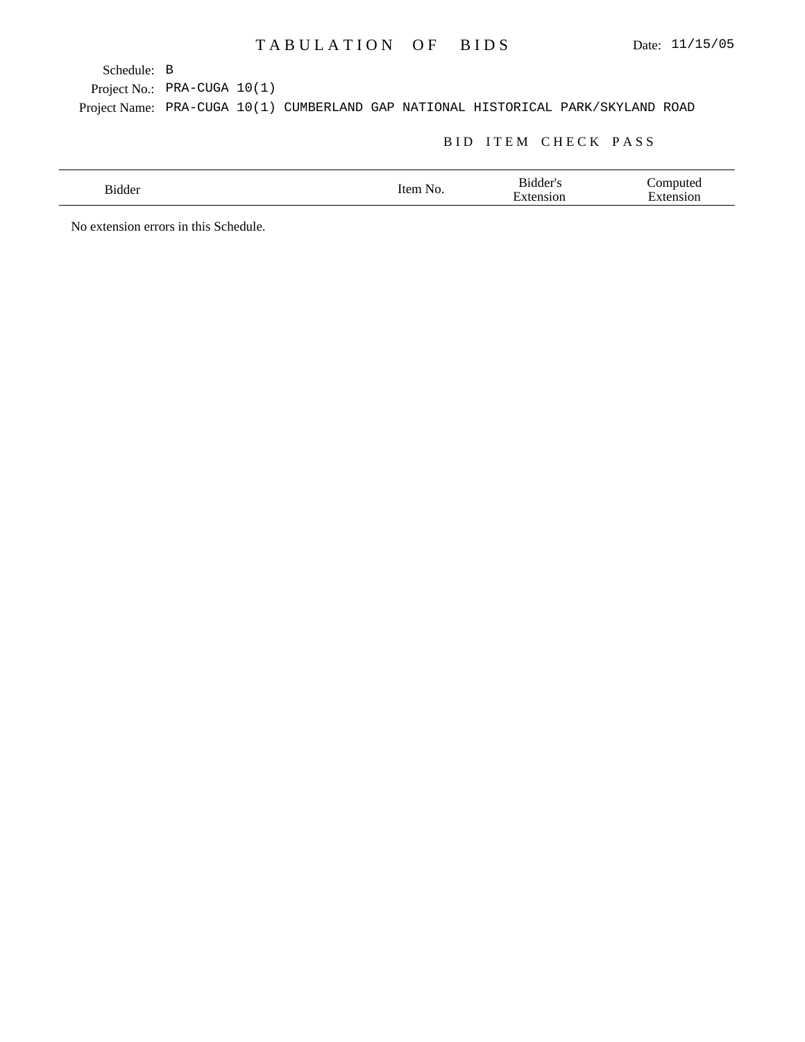# TABULATION OF BIDS

Date: 11/15/05

Schedule: B

Project No.: PRA-CUGA 10(1)

Project Name: PRA-CUGA 10(1) CUMBERLAND GAP NATIONAL HISTORICAL PARK/SKYLAND ROAD

## BID ITEM CHECK PASS

| Bidder | Item No. | Bidder's Extension | Computed Extension |
|---|---|---|---|

No extension errors in this Schedule.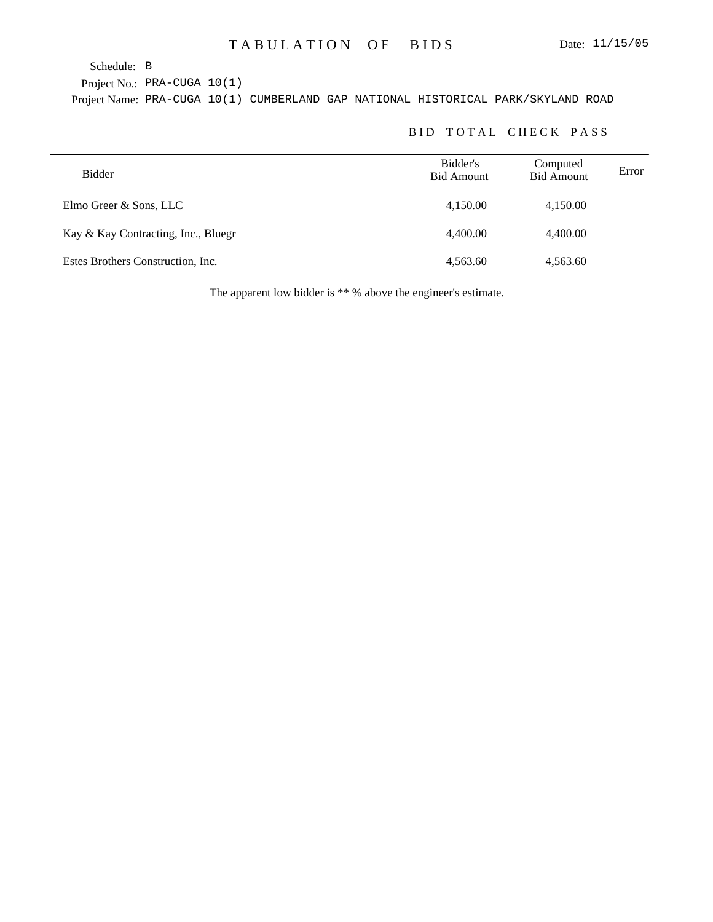# TABULATION OF BIDS

Date: 11/15/05

Schedule: B

Project No.: PRA-CUGA 10(1)

Project Name: PRA-CUGA 10(1) CUMBERLAND GAP NATIONAL HISTORICAL PARK/SKYLAND ROAD

## BID TOTAL CHECK PASS

| Bidder | Bidder's Bid Amount | Computed Bid Amount | Error |
|---|---|---|---|
| Elmo Greer & Sons, LLC | 4,150.00 | 4,150.00 | |
| Kay & Kay Contracting, Inc., Bluegr | 4,400.00 | 4,400.00 | |
| Estes Brothers Construction, Inc. | 4,563.60 | 4,563.60 | |

The apparent low bidder is ** % above the engineer's estimate.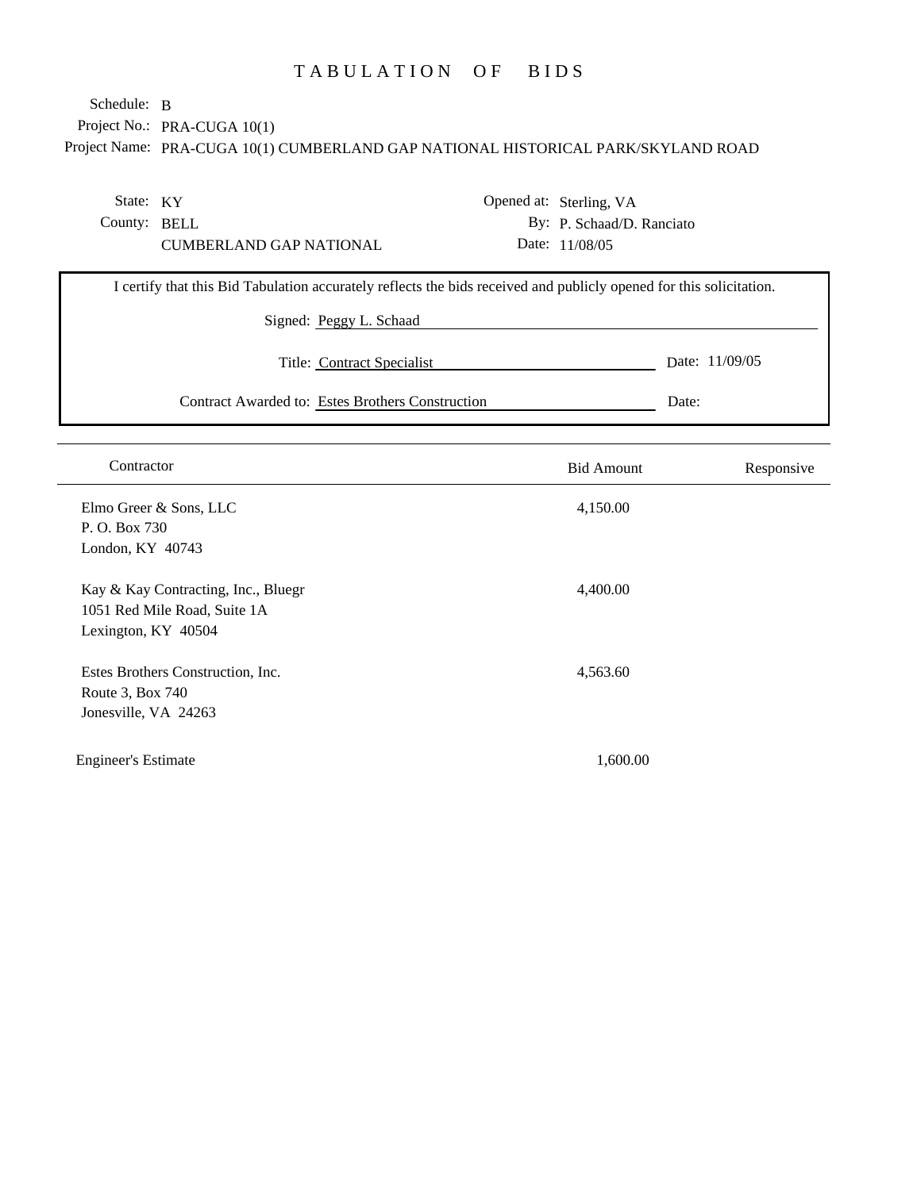# TABULATION OF BIDS

Schedule: B
Project No.: PRA-CUGA 10(1)
Project Name: PRA-CUGA 10(1) CUMBERLAND GAP NATIONAL HISTORICAL PARK/SKYLAND ROAD

State: KY
County: BELL
CUMBERLAND GAP NATIONAL

Opened at: Sterling, VA
By: P. Schaad/D. Ranciato
Date: 11/08/05

I certify that this Bid Tabulation accurately reflects the bids received and publicly opened for this solicitation.

Signed: Peggy L. Schaad

Title: Contract Specialist    Date: 11/09/05

Contract Awarded to: Estes Brothers Construction    Date:

| Contractor | Bid Amount | Responsive |
|---|---|---|
| Elmo Greer & Sons, LLC<br>P. O. Box 730<br>London, KY 40743 | 4,150.00 | |
| Kay & Kay Contracting, Inc., Bluegr<br>1051 Red Mile Road, Suite 1A<br>Lexington, KY 40504 | 4,400.00 | |
| Estes Brothers Construction, Inc.<br>Route 3, Box 740<br>Jonesville, VA 24263 | 4,563.60 | |
| Engineer's Estimate | 1,600.00 | |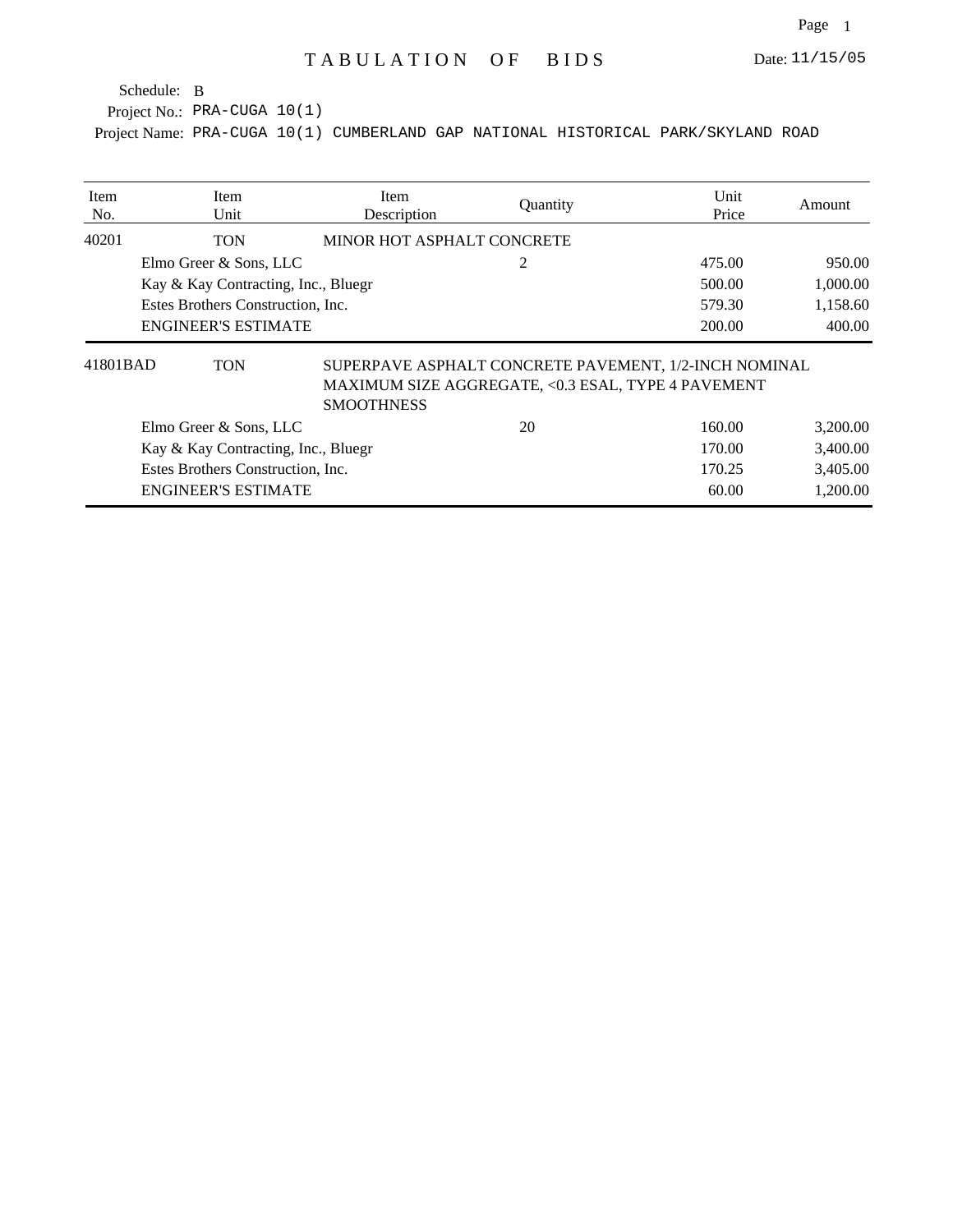# TABULATION OF BIDS

Date: 11/15/05

Schedule: B

Project No.: PRA-CUGA 10(1)

Project Name: PRA-CUGA 10(1) CUMBERLAND GAP NATIONAL HISTORICAL PARK/SKYLAND ROAD

| Item No. | Item Unit | Item Description | Quantity | Unit Price | Amount |
|---|---|---|---|---|---|
| 40201 | TON | MINOR HOT ASPHALT CONCRETE | | | |
| | Elmo Greer & Sons, LLC | | 2 | 475.00 | 950.00 |
| | Kay & Kay Contracting, Inc., Bluegr | | | 500.00 | 1,000.00 |
| | Estes Brothers Construction, Inc. | | | 579.30 | 1,158.60 |
| | ENGINEER'S ESTIMATE | | | 200.00 | 400.00 |
| 41801BAD | TON | SUPERPAVE ASPHALT CONCRETE PAVEMENT, 1/2-INCH NOMINAL MAXIMUM SIZE AGGREGATE, <0.3 ESAL, TYPE 4 PAVEMENT SMOOTHNESS | | | |
| | Elmo Greer & Sons, LLC | | 20 | 160.00 | 3,200.00 |
| | Kay & Kay Contracting, Inc., Bluegr | | | 170.00 | 3,400.00 |
| | Estes Brothers Construction, Inc. | | | 170.25 | 3,405.00 |
| | ENGINEER'S ESTIMATE | | | 60.00 | 1,200.00 |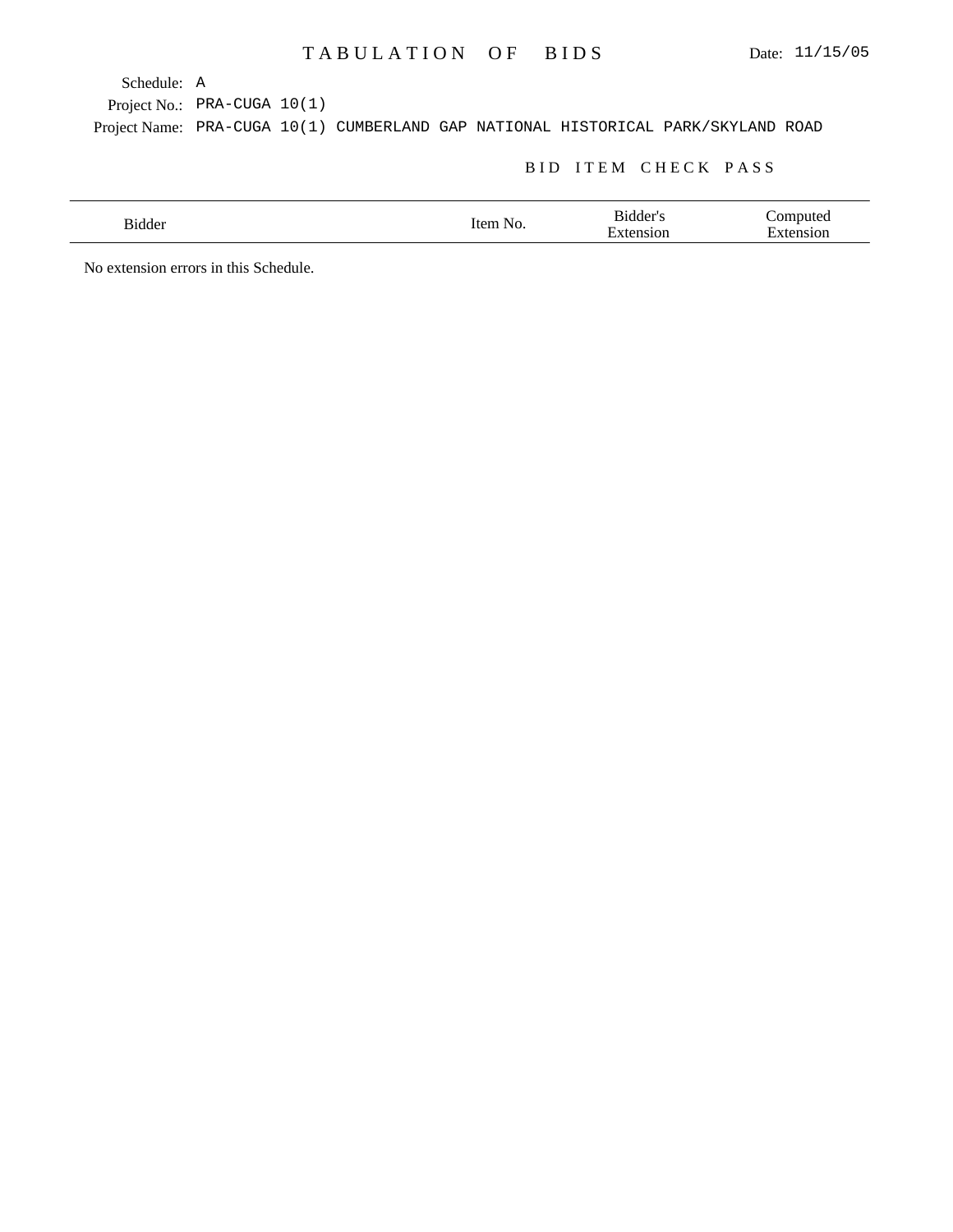# TABULATION OF BIDS

Date: 11/15/05

Schedule: A

Project No.: PRA-CUGA 10(1)

Project Name: PRA-CUGA 10(1) CUMBERLAND GAP NATIONAL HISTORICAL PARK/SKYLAND ROAD

## BID ITEM CHECK PASS

| Bidder | Item No. | Bidder's Extension | Computed Extension |
|---|---|---|---|

No extension errors in this Schedule.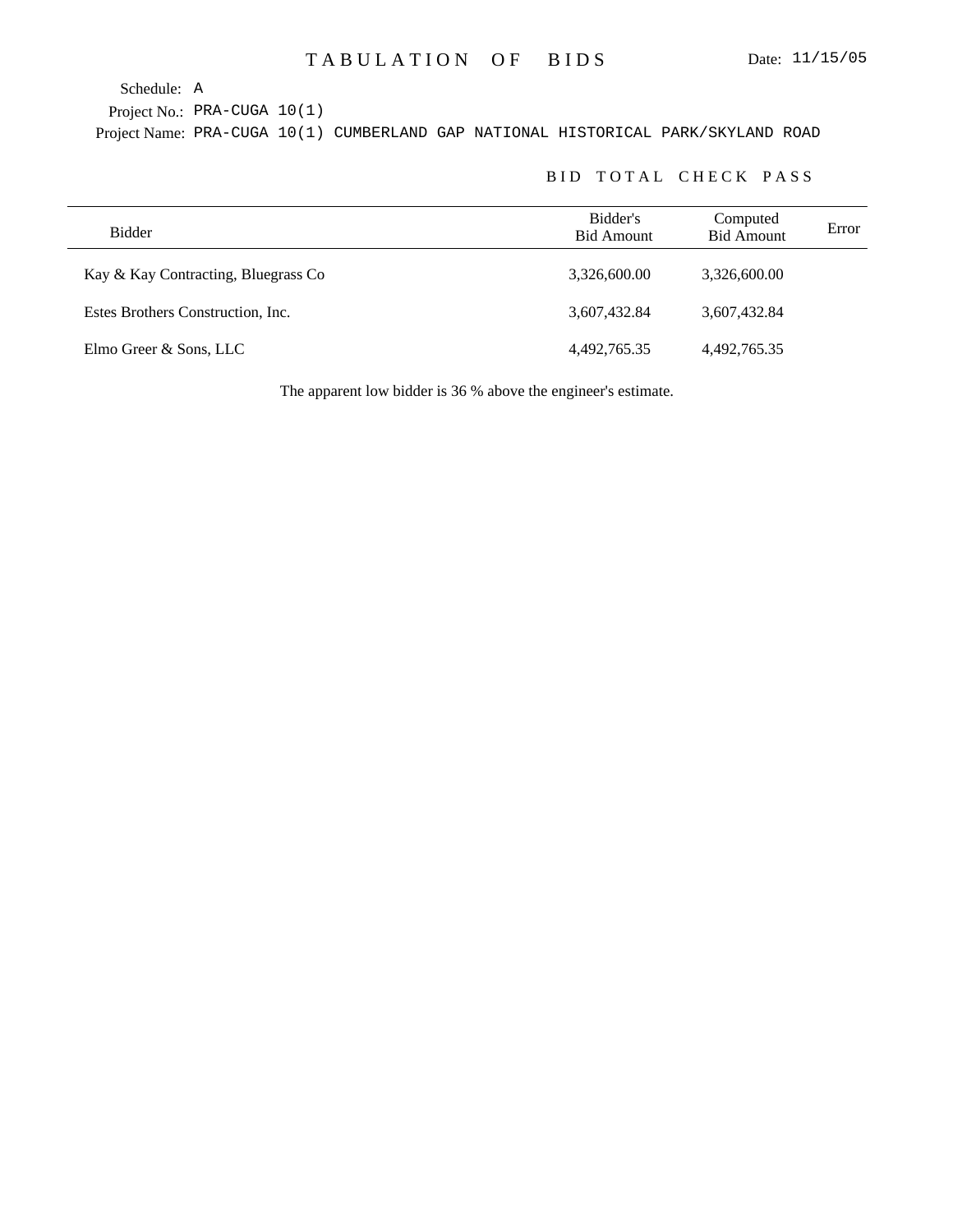# TABULATION OF BIDS

Date: 11/15/05

Schedule: A

Project No.: PRA-CUGA 10(1)

Project Name: PRA-CUGA 10(1) CUMBERLAND GAP NATIONAL HISTORICAL PARK/SKYLAND ROAD

BID TOTAL CHECK PASS

| Bidder | Bidder's Bid Amount | Computed Bid Amount | Error |
|---|---|---|---|
| Kay & Kay Contracting, Bluegrass Co | 3,326,600.00 | 3,326,600.00 | |
| Estes Brothers Construction, Inc. | 3,607,432.84 | 3,607,432.84 | |
| Elmo Greer & Sons, LLC | 4,492,765.35 | 4,492,765.35 | |

The apparent low bidder is 36 % above the engineer's estimate.